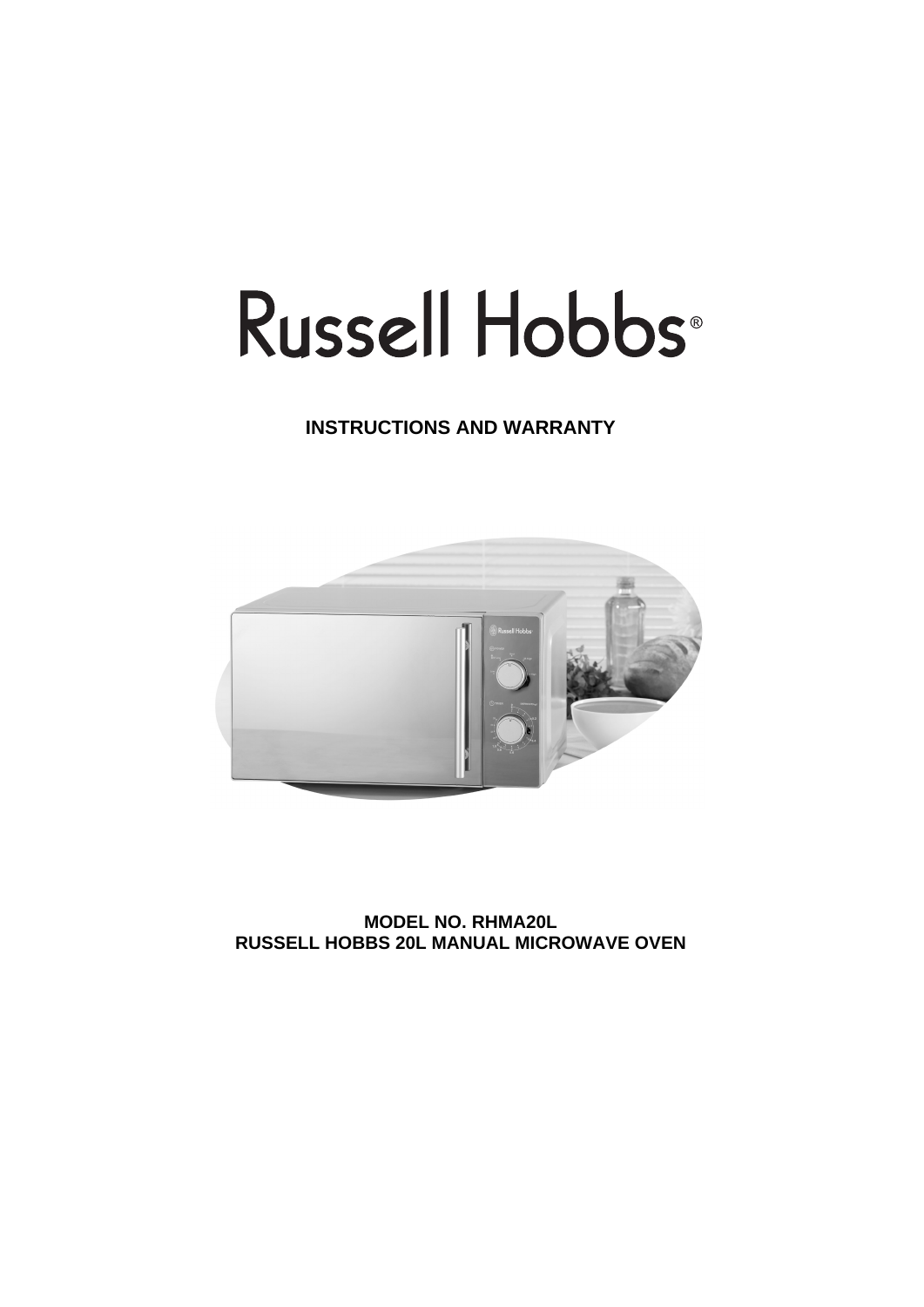# Russell Hobbs®

## INSTRUCTIONS AND WARRANTY

**MODEL NO. RHMA20L**
**RUSSELL HOBBS 20L MANUAL MICROWAVE OVEN**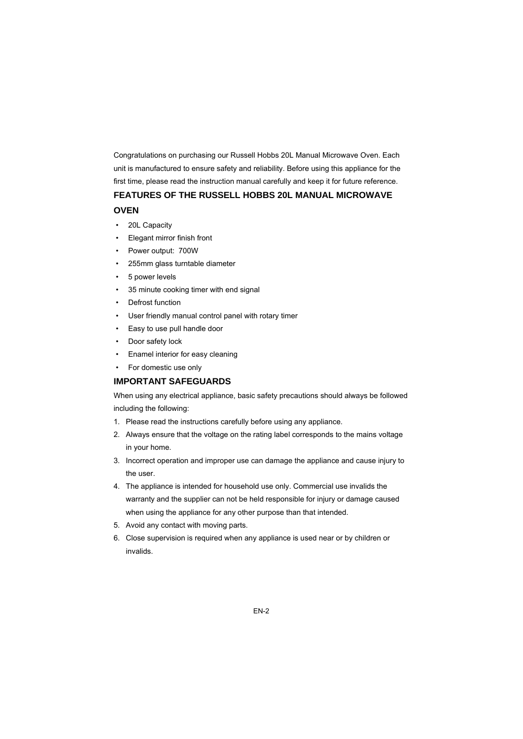Congratulations on purchasing our Russell Hobbs 20L Manual Microwave Oven. Each unit is manufactured to ensure safety and reliability. Before using this appliance for the first time, please read the instruction manual carefully and keep it for future reference.

## FEATURES OF THE RUSSELL HOBBS 20L MANUAL MICROWAVE OVEN

- 20L Capacity
- Elegant mirror finish front
- Power output: 700W
- 255mm glass turntable diameter
- 5 power levels
- 35 minute cooking timer with end signal
- Defrost function
- User friendly manual control panel with rotary timer
- Easy to use pull handle door
- Door safety lock
- Enamel interior for easy cleaning
- For domestic use only

## IMPORTANT SAFEGUARDS

When using any electrical appliance, basic safety precautions should always be followed including the following:

1. Please read the instructions carefully before using any appliance.
2. Always ensure that the voltage on the rating label corresponds to the mains voltage in your home.
3. Incorrect operation and improper use can damage the appliance and cause injury to the user.
4. The appliance is intended for household use only. Commercial use invalids the warranty and the supplier can not be held responsible for injury or damage caused when using the appliance for any other purpose than that intended.
5. Avoid any contact with moving parts.
6. Close supervision is required when any appliance is used near or by children or invalids.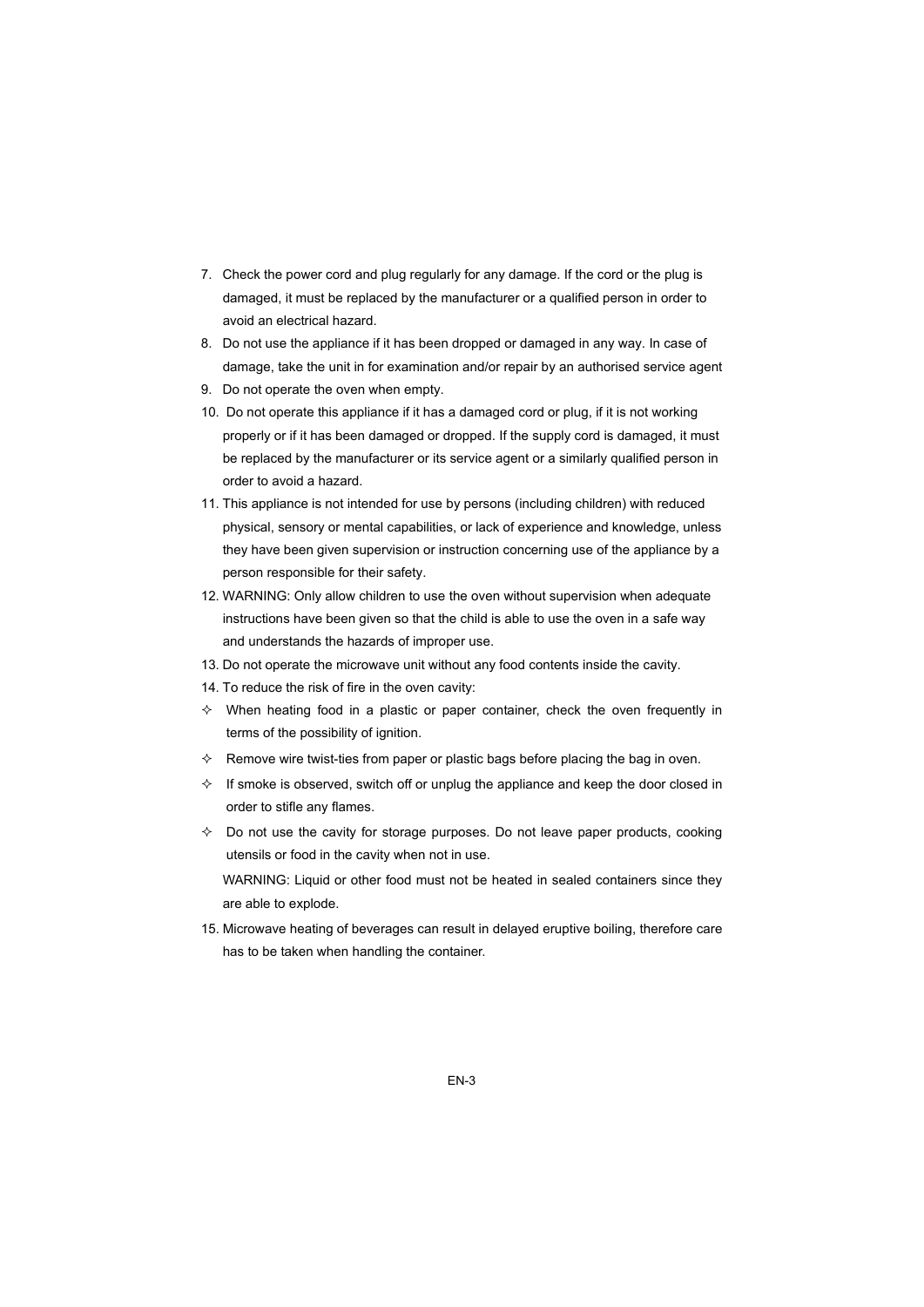7. Check the power cord and plug regularly for any damage. If the cord or the plug is damaged, it must be replaced by the manufacturer or a qualified person in order to avoid an electrical hazard.
8. Do not use the appliance if it has been dropped or damaged in any way. In case of damage, take the unit in for examination and/or repair by an authorised service agent
9. Do not operate the oven when empty.
10. Do not operate this appliance if it has a damaged cord or plug, if it is not working properly or if it has been damaged or dropped. If the supply cord is damaged, it must be replaced by the manufacturer or its service agent or a similarly qualified person in order to avoid a hazard.
11. This appliance is not intended for use by persons (including children) with reduced physical, sensory or mental capabilities, or lack of experience and knowledge, unless they have been given supervision or instruction concerning use of the appliance by a person responsible for their safety.
12. WARNING: Only allow children to use the oven without supervision when adequate instructions have been given so that the child is able to use the oven in a safe way and understands the hazards of improper use.
13. Do not operate the microwave unit without any food contents inside the cavity.
14. To reduce the risk of fire in the oven cavity:

   ✧ When heating food in a plastic or paper container, check the oven frequently in terms of the possibility of ignition.

   ✧ Remove wire twist-ties from paper or plastic bags before placing the bag in oven.

   ✧ If smoke is observed, switch off or unplug the appliance and keep the door closed in order to stifle any flames.

   ✧ Do not use the cavity for storage purposes. Do not leave paper products, cooking utensils or food in the cavity when not in use.

   WARNING: Liquid or other food must not be heated in sealed containers since they are able to explode.

15. Microwave heating of beverages can result in delayed eruptive boiling, therefore care has to be taken when handling the container.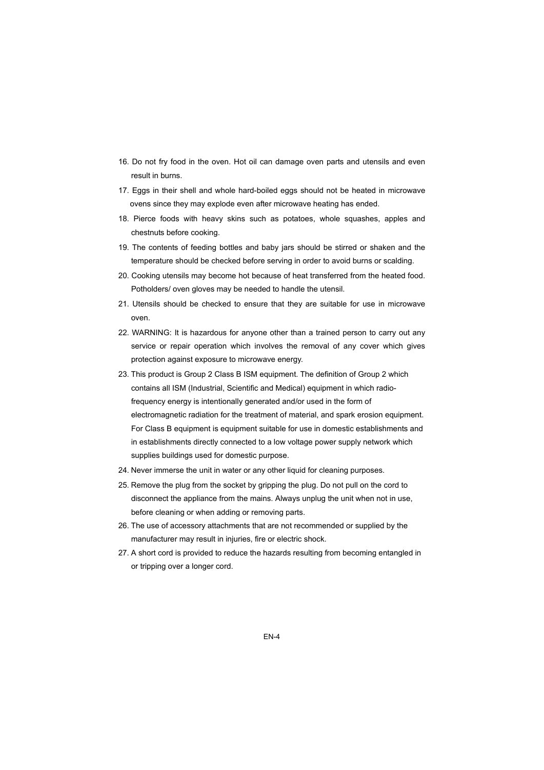16. Do not fry food in the oven. Hot oil can damage oven parts and utensils and even result in burns.
17. Eggs in their shell and whole hard-boiled eggs should not be heated in microwave ovens since they may explode even after microwave heating has ended.
18. Pierce foods with heavy skins such as potatoes, whole squashes, apples and chestnuts before cooking.
19. The contents of feeding bottles and baby jars should be stirred or shaken and the temperature should be checked before serving in order to avoid burns or scalding.
20. Cooking utensils may become hot because of heat transferred from the heated food. Potholders/ oven gloves may be needed to handle the utensil.
21. Utensils should be checked to ensure that they are suitable for use in microwave oven.
22. WARNING: It is hazardous for anyone other than a trained person to carry out any service or repair operation which involves the removal of any cover which gives protection against exposure to microwave energy.
23. This product is Group 2 Class B ISM equipment. The definition of Group 2 which contains all ISM (Industrial, Scientific and Medical) equipment in which radio-frequency energy is intentionally generated and/or used in the form of electromagnetic radiation for the treatment of material, and spark erosion equipment. For Class B equipment is equipment suitable for use in domestic establishments and in establishments directly connected to a low voltage power supply network which supplies buildings used for domestic purpose.
24. Never immerse the unit in water or any other liquid for cleaning purposes.
25. Remove the plug from the socket by gripping the plug. Do not pull on the cord to disconnect the appliance from the mains. Always unplug the unit when not in use, before cleaning or when adding or removing parts.
26. The use of accessory attachments that are not recommended or supplied by the manufacturer may result in injuries, fire or electric shock.
27. A short cord is provided to reduce the hazards resulting from becoming entangled in or tripping over a longer cord.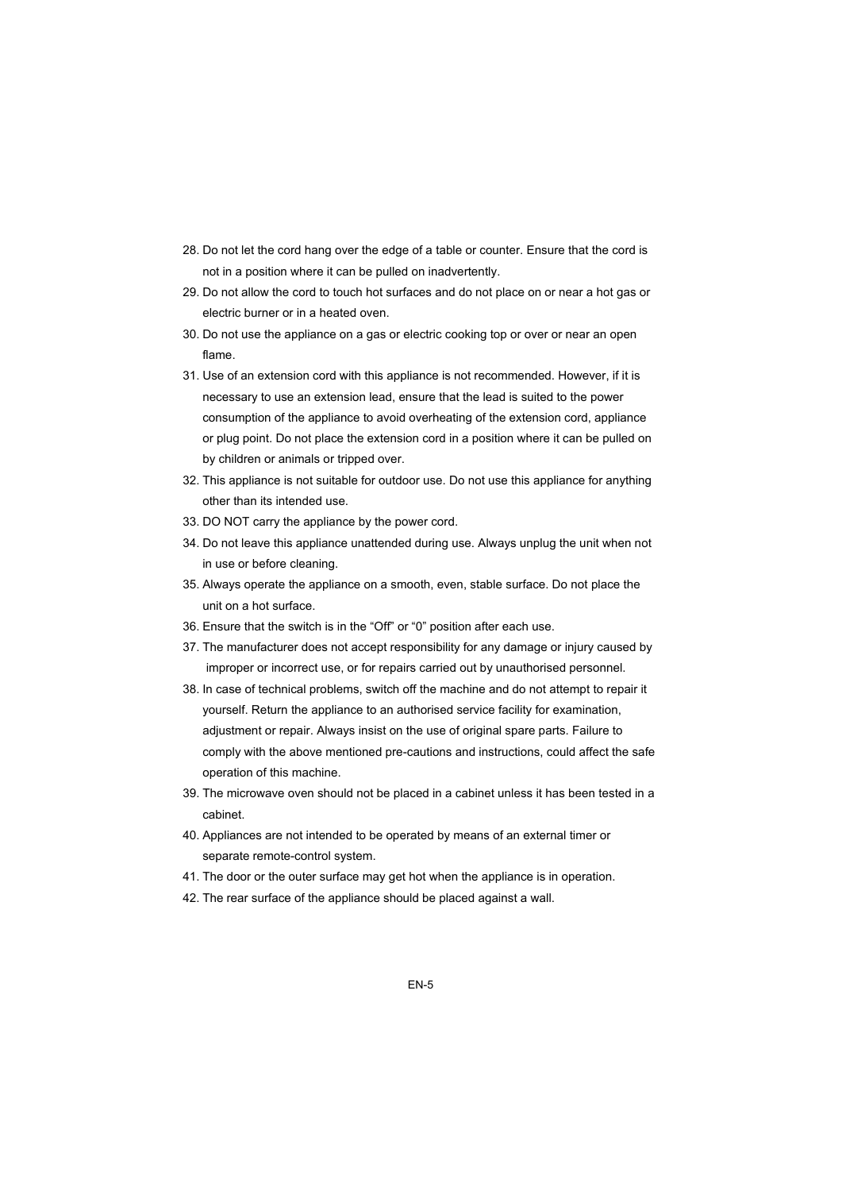28. Do not let the cord hang over the edge of a table or counter. Ensure that the cord is not in a position where it can be pulled on inadvertently.
29. Do not allow the cord to touch hot surfaces and do not place on or near a hot gas or electric burner or in a heated oven.
30. Do not use the appliance on a gas or electric cooking top or over or near an open flame.
31. Use of an extension cord with this appliance is not recommended. However, if it is necessary to use an extension lead, ensure that the lead is suited to the power consumption of the appliance to avoid overheating of the extension cord, appliance or plug point. Do not place the extension cord in a position where it can be pulled on by children or animals or tripped over.
32. This appliance is not suitable for outdoor use. Do not use this appliance for anything other than its intended use.
33. DO NOT carry the appliance by the power cord.
34. Do not leave this appliance unattended during use. Always unplug the unit when not in use or before cleaning.
35. Always operate the appliance on a smooth, even, stable surface. Do not place the unit on a hot surface.
36. Ensure that the switch is in the “Off” or “0” position after each use.
37. The manufacturer does not accept responsibility for any damage or injury caused by improper or incorrect use, or for repairs carried out by unauthorised personnel.
38. In case of technical problems, switch off the machine and do not attempt to repair it yourself. Return the appliance to an authorised service facility for examination, adjustment or repair. Always insist on the use of original spare parts. Failure to comply with the above mentioned pre-cautions and instructions, could affect the safe operation of this machine.
39. The microwave oven should not be placed in a cabinet unless it has been tested in a cabinet.
40. Appliances are not intended to be operated by means of an external timer or separate remote-control system.
41. The door or the outer surface may get hot when the appliance is in operation.
42. The rear surface of the appliance should be placed against a wall.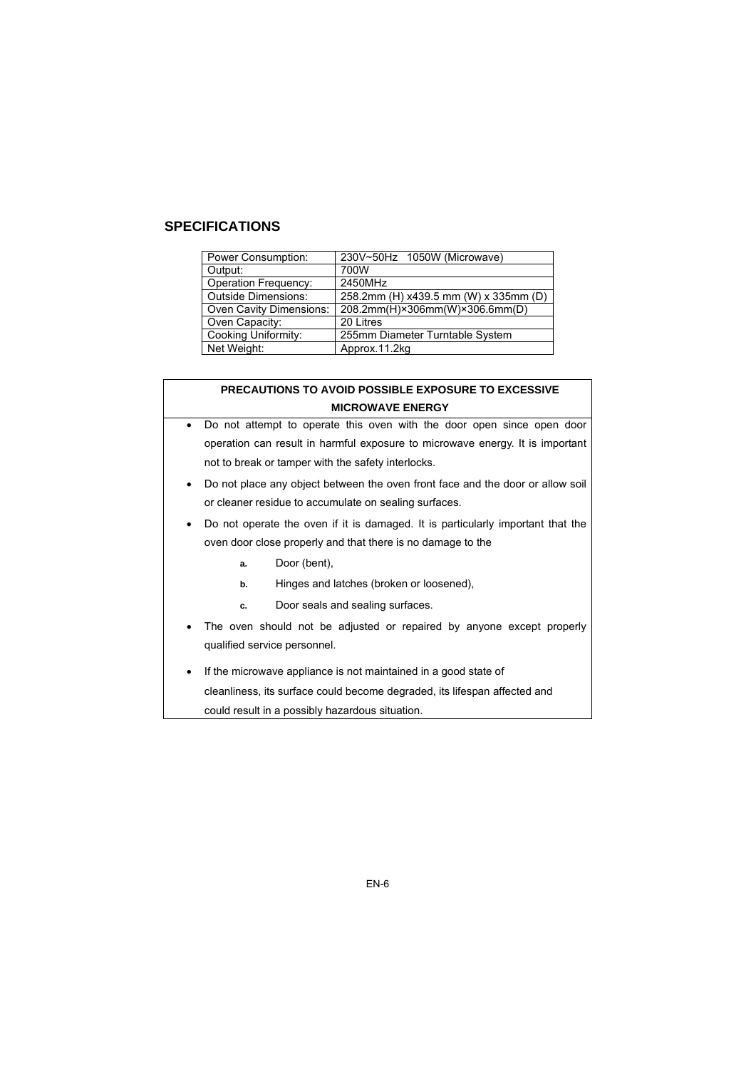## SPECIFICATIONS

| Power Consumption: | 230V~50Hz 1050W (Microwave) |
|---|---|
| Output: | 700W |
| Operation Frequency: | 2450MHz |
| Outside Dimensions: | 258.2mm (H) x439.5 mm (W) x 335mm (D) |
| Oven Cavity Dimensions: | 208.2mm(H)×306mm(W)×306.6mm(D) |
| Oven Capacity: | 20 Litres |
| Cooking Uniformity: | 255mm Diameter Turntable System |
| Net Weight: | Approx.11.2kg |

**PRECAUTIONS TO AVOID POSSIBLE EXPOSURE TO EXCESSIVE MICROWAVE ENERGY**

- Do not attempt to operate this oven with the door open since open door operation can result in harmful exposure to microwave energy. It is important not to break or tamper with the safety interlocks.
- Do not place any object between the oven front face and the door or allow soil or cleaner residue to accumulate on sealing surfaces.
- Do not operate the oven if it is damaged. It is particularly important that the oven door close properly and that there is no damage to the
  - **a.** Door (bent),
  - **b.** Hinges and latches (broken or loosened),
  - **c.** Door seals and sealing surfaces.
- The oven should not be adjusted or repaired by anyone except properly qualified service personnel.
- If the microwave appliance is not maintained in a good state of cleanliness, its surface could become degraded, its lifespan affected and could result in a possibly hazardous situation.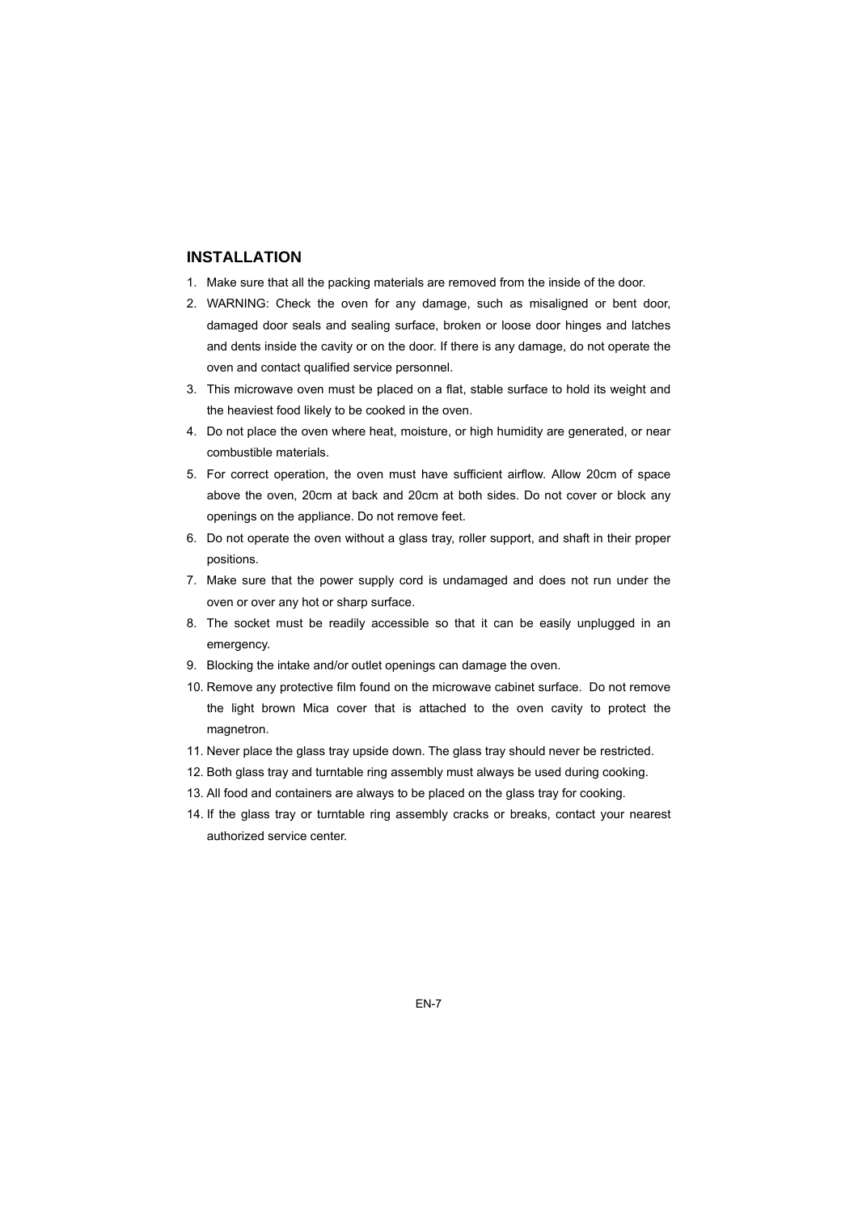## INSTALLATION

1. Make sure that all the packing materials are removed from the inside of the door.
2. WARNING: Check the oven for any damage, such as misaligned or bent door, damaged door seals and sealing surface, broken or loose door hinges and latches and dents inside the cavity or on the door. If there is any damage, do not operate the oven and contact qualified service personnel.
3. This microwave oven must be placed on a flat, stable surface to hold its weight and the heaviest food likely to be cooked in the oven.
4. Do not place the oven where heat, moisture, or high humidity are generated, or near combustible materials.
5. For correct operation, the oven must have sufficient airflow. Allow 20cm of space above the oven, 20cm at back and 20cm at both sides. Do not cover or block any openings on the appliance. Do not remove feet.
6. Do not operate the oven without a glass tray, roller support, and shaft in their proper positions.
7. Make sure that the power supply cord is undamaged and does not run under the oven or over any hot or sharp surface.
8. The socket must be readily accessible so that it can be easily unplugged in an emergency.
9. Blocking the intake and/or outlet openings can damage the oven.
10. Remove any protective film found on the microwave cabinet surface. Do not remove the light brown Mica cover that is attached to the oven cavity to protect the magnetron.
11. Never place the glass tray upside down. The glass tray should never be restricted.
12. Both glass tray and turntable ring assembly must always be used during cooking.
13. All food and containers are always to be placed on the glass tray for cooking.
14. If the glass tray or turntable ring assembly cracks or breaks, contact your nearest authorized service center.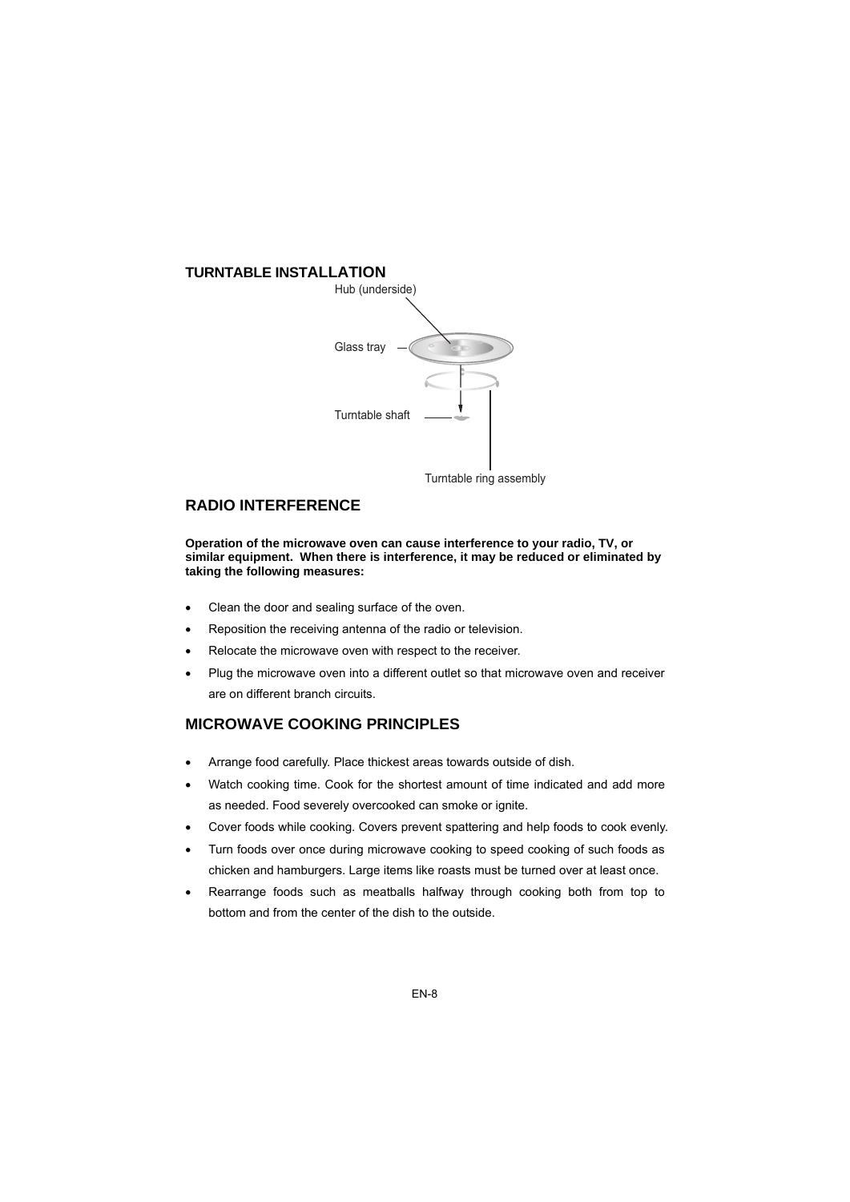## TURNTABLE INSTALLATION

Hub (underside)

Glass tray

Turntable shaft

Turntable ring assembly

## RADIO INTERFERENCE

**Operation of the microwave oven can cause interference to your radio, TV, or similar equipment. When there is interference, it may be reduced or eliminated by taking the following measures:**

- Clean the door and sealing surface of the oven.
- Reposition the receiving antenna of the radio or television.
- Relocate the microwave oven with respect to the receiver.
- Plug the microwave oven into a different outlet so that microwave oven and receiver are on different branch circuits.

## MICROWAVE COOKING PRINCIPLES

- Arrange food carefully. Place thickest areas towards outside of dish.
- Watch cooking time. Cook for the shortest amount of time indicated and add more as needed. Food severely overcooked can smoke or ignite.
- Cover foods while cooking. Covers prevent spattering and help foods to cook evenly.
- Turn foods over once during microwave cooking to speed cooking of such foods as chicken and hamburgers. Large items like roasts must be turned over at least once.
- Rearrange foods such as meatballs halfway through cooking both from top to bottom and from the center of the dish to the outside.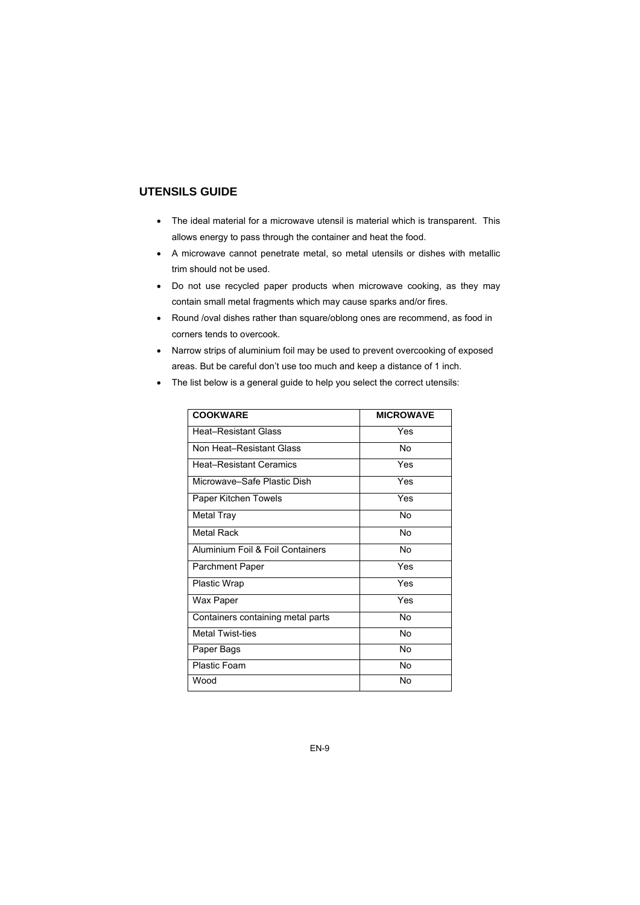## UTENSILS GUIDE

- The ideal material for a microwave utensil is material which is transparent. This allows energy to pass through the container and heat the food.
- A microwave cannot penetrate metal, so metal utensils or dishes with metallic trim should not be used.
- Do not use recycled paper products when microwave cooking, as they may contain small metal fragments which may cause sparks and/or fires.
- Round /oval dishes rather than square/oblong ones are recommend, as food in corners tends to overcook.
- Narrow strips of aluminium foil may be used to prevent overcooking of exposed areas. But be careful don't use too much and keep a distance of 1 inch.
- The list below is a general guide to help you select the correct utensils:

| COOKWARE | MICROWAVE |
|---|---|
| Heat–Resistant Glass | Yes |
| Non Heat–Resistant Glass | No |
| Heat–Resistant Ceramics | Yes |
| Microwave–Safe Plastic Dish | Yes |
| Paper Kitchen Towels | Yes |
| Metal Tray | No |
| Metal Rack | No |
| Aluminium Foil & Foil Containers | No |
| Parchment Paper | Yes |
| Plastic Wrap | Yes |
| Wax Paper | Yes |
| Containers containing metal parts | No |
| Metal Twist-ties | No |
| Paper Bags | No |
| Plastic Foam | No |
| Wood | No |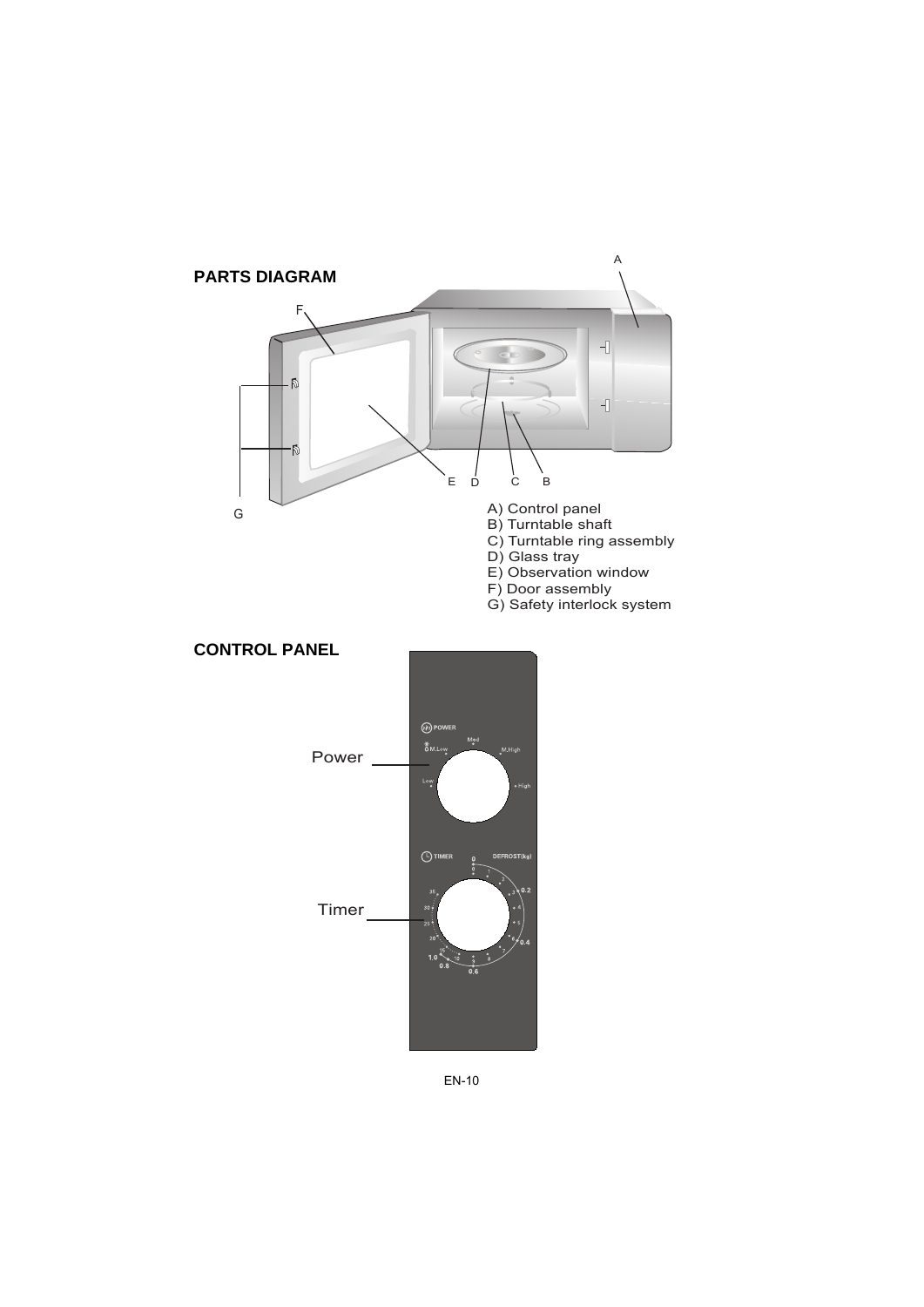## PARTS DIAGRAM

A) Control panel
B) Turntable shaft
C) Turntable ring assembly
D) Glass tray
E) Observation window
F) Door assembly
G) Safety interlock system

## CONTROL PANEL

Power

Timer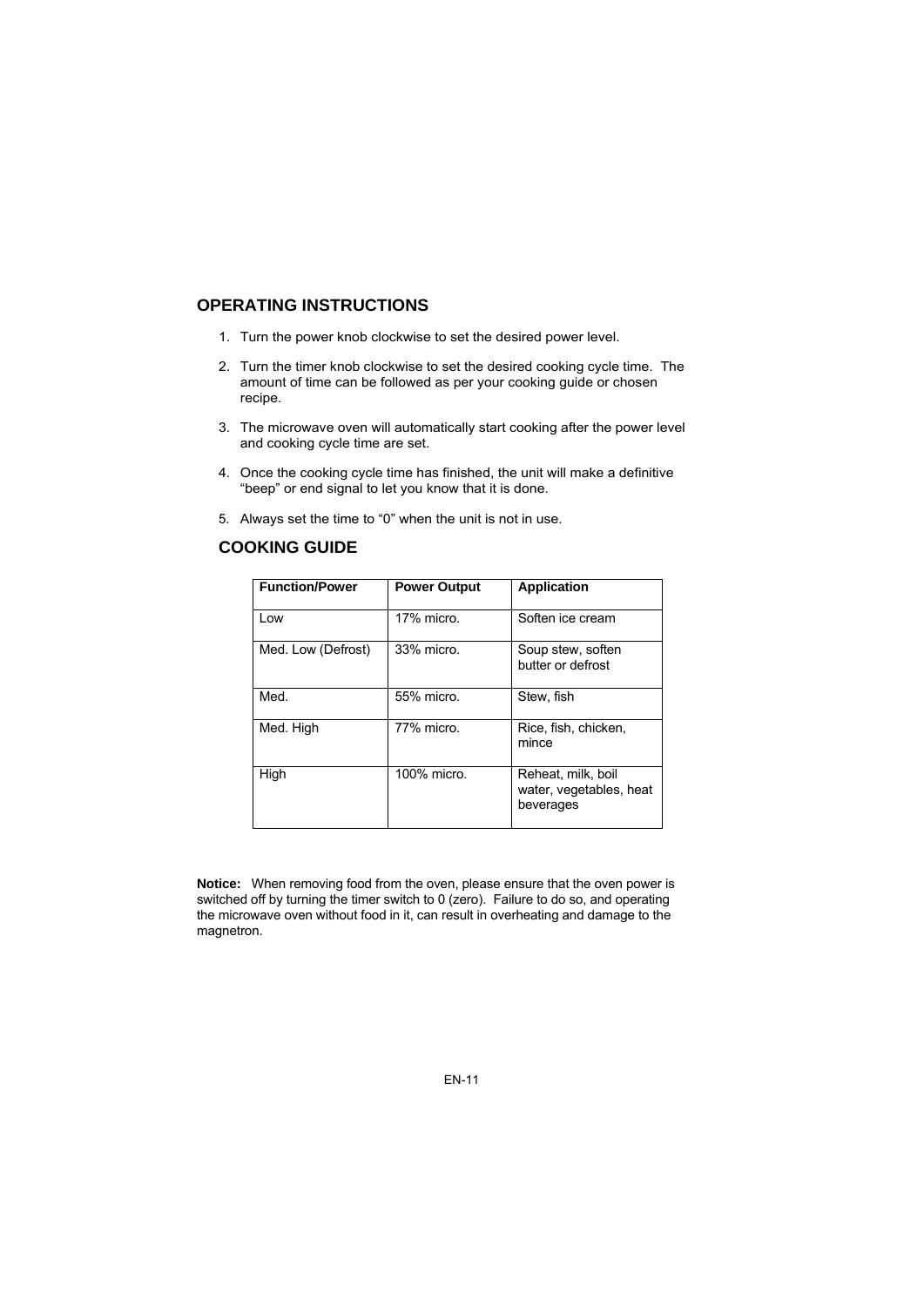## OPERATING INSTRUCTIONS

1. Turn the power knob clockwise to set the desired power level.

2. Turn the timer knob clockwise to set the desired cooking cycle time. The amount of time can be followed as per your cooking guide or chosen recipe.

3. The microwave oven will automatically start cooking after the power level and cooking cycle time are set.

4. Once the cooking cycle time has finished, the unit will make a definitive "beep" or end signal to let you know that it is done.

5. Always set the time to "0" when the unit is not in use.

## COOKING GUIDE

| Function/Power | Power Output | Application |
|---|---|---|
| Low | 17% micro. | Soften ice cream |
| Med. Low (Defrost) | 33% micro. | Soup stew, soften butter or defrost |
| Med. | 55% micro. | Stew, fish |
| Med. High | 77% micro. | Rice, fish, chicken, mince |
| High | 100% micro. | Reheat, milk, boil water, vegetables, heat beverages |

**Notice:** When removing food from the oven, please ensure that the oven power is switched off by turning the timer switch to 0 (zero). Failure to do so, and operating the microwave oven without food in it, can result in overheating and damage to the magnetron.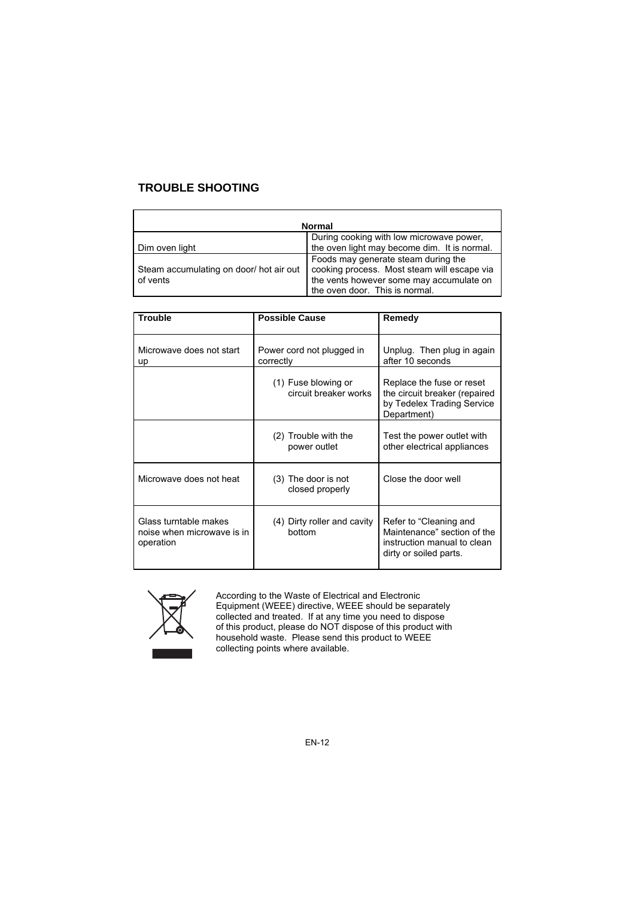## TROUBLE SHOOTING

| Normal | |
|---|---|
| Dim oven light | During cooking with low microwave power, the oven light may become dim. It is normal. |
| Steam accumulating on door/ hot air out of vents | Foods may generate steam during the cooking process. Most steam will escape via the vents however some may accumulate on the oven door. This is normal. |

| Trouble | Possible Cause | Remedy |
|---|---|---|
| Microwave does not start up | Power cord not plugged in correctly | Unplug. Then plug in again after 10 seconds |
| | (1) Fuse blowing or circuit breaker works | Replace the fuse or reset the circuit breaker (repaired by Tedelex Trading Service Department) |
| | (2) Trouble with the power outlet | Test the power outlet with other electrical appliances |
| Microwave does not heat | (3) The door is not closed properly | Close the door well |
| Glass turntable makes noise when microwave is in operation | (4) Dirty roller and cavity bottom | Refer to "Cleaning and Maintenance" section of the instruction manual to clean dirty or soiled parts. |

According to the Waste of Electrical and Electronic Equipment (WEEE) directive, WEEE should be separately collected and treated. If at any time you need to dispose of this product, please do NOT dispose of this product with household waste. Please send this product to WEEE collecting points where available.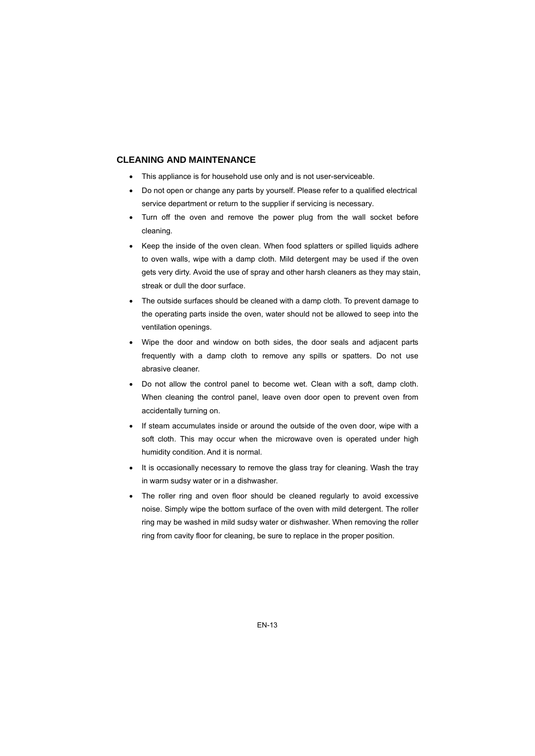## CLEANING AND MAINTENANCE

- This appliance is for household use only and is not user-serviceable.
- Do not open or change any parts by yourself. Please refer to a qualified electrical service department or return to the supplier if servicing is necessary.
- Turn off the oven and remove the power plug from the wall socket before cleaning.
- Keep the inside of the oven clean. When food splatters or spilled liquids adhere to oven walls, wipe with a damp cloth. Mild detergent may be used if the oven gets very dirty. Avoid the use of spray and other harsh cleaners as they may stain, streak or dull the door surface.
- The outside surfaces should be cleaned with a damp cloth. To prevent damage to the operating parts inside the oven, water should not be allowed to seep into the ventilation openings.
- Wipe the door and window on both sides, the door seals and adjacent parts frequently with a damp cloth to remove any spills or spatters. Do not use abrasive cleaner.
- Do not allow the control panel to become wet. Clean with a soft, damp cloth. When cleaning the control panel, leave oven door open to prevent oven from accidentally turning on.
- If steam accumulates inside or around the outside of the oven door, wipe with a soft cloth. This may occur when the microwave oven is operated under high humidity condition. And it is normal.
- It is occasionally necessary to remove the glass tray for cleaning. Wash the tray in warm sudsy water or in a dishwasher.
- The roller ring and oven floor should be cleaned regularly to avoid excessive noise. Simply wipe the bottom surface of the oven with mild detergent. The roller ring may be washed in mild sudsy water or dishwasher. When removing the roller ring from cavity floor for cleaning, be sure to replace in the proper position.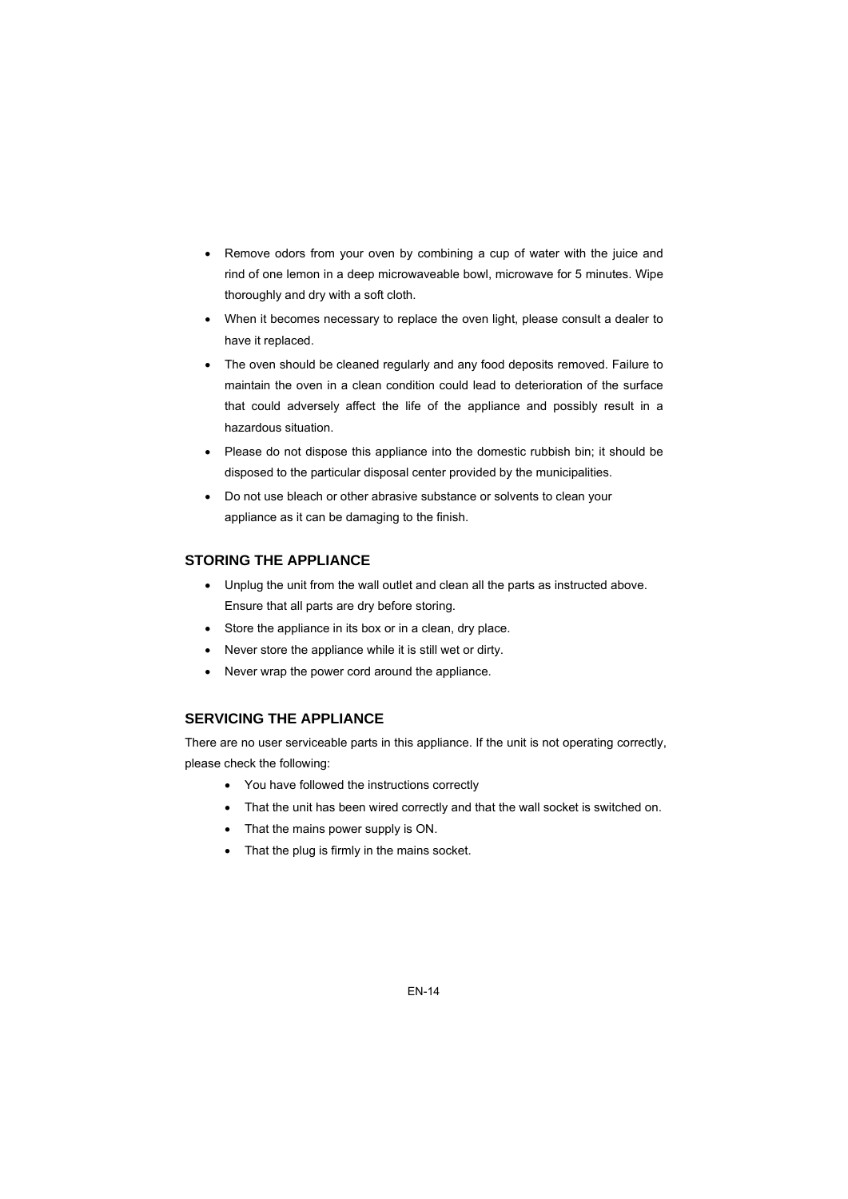- Remove odors from your oven by combining a cup of water with the juice and rind of one lemon in a deep microwaveable bowl, microwave for 5 minutes. Wipe thoroughly and dry with a soft cloth.
- When it becomes necessary to replace the oven light, please consult a dealer to have it replaced.
- The oven should be cleaned regularly and any food deposits removed. Failure to maintain the oven in a clean condition could lead to deterioration of the surface that could adversely affect the life of the appliance and possibly result in a hazardous situation.
- Please do not dispose this appliance into the domestic rubbish bin; it should be disposed to the particular disposal center provided by the municipalities.
- Do not use bleach or other abrasive substance or solvents to clean your appliance as it can be damaging to the finish.

## STORING THE APPLIANCE

- Unplug the unit from the wall outlet and clean all the parts as instructed above. Ensure that all parts are dry before storing.
- Store the appliance in its box or in a clean, dry place.
- Never store the appliance while it is still wet or dirty.
- Never wrap the power cord around the appliance.

## SERVICING THE APPLIANCE

There are no user serviceable parts in this appliance. If the unit is not operating correctly, please check the following:

- You have followed the instructions correctly
- That the unit has been wired correctly and that the wall socket is switched on.
- That the mains power supply is ON.
- That the plug is firmly in the mains socket.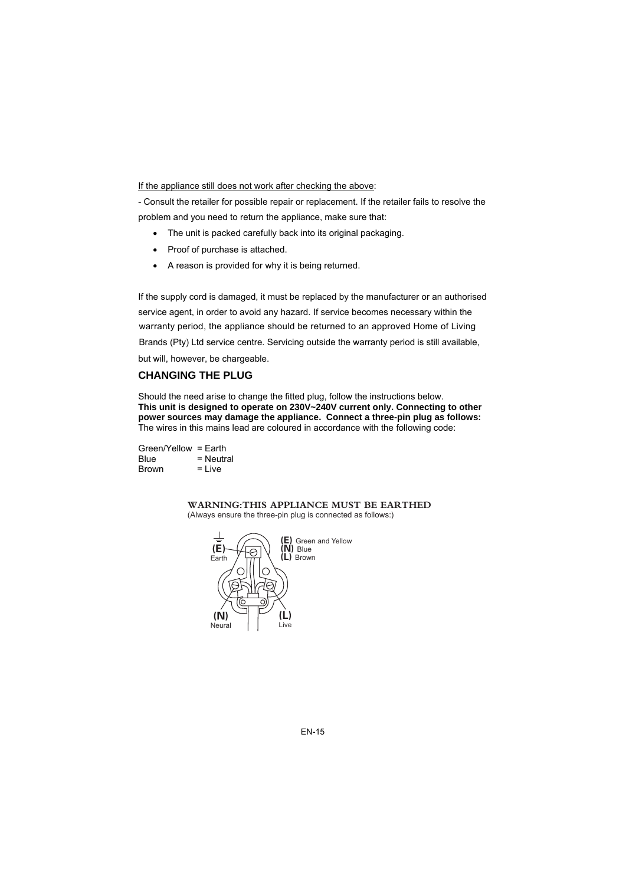If the appliance still does not work after checking the above:

- Consult the retailer for possible repair or replacement. If the retailer fails to resolve the problem and you need to return the appliance, make sure that:

- The unit is packed carefully back into its original packaging.
- Proof of purchase is attached.
- A reason is provided for why it is being returned.

If the supply cord is damaged, it must be replaced by the manufacturer or an authorised service agent, in order to avoid any hazard. If service becomes necessary within the warranty period, the appliance should be returned to an approved Home of Living Brands (Pty) Ltd service centre. Servicing outside the warranty period is still available, but will, however, be chargeable.

## CHANGING THE PLUG

Should the need arise to change the fitted plug, follow the instructions below.
**This unit is designed to operate on 230V~240V current only. Connecting to other power sources may damage the appliance. Connect a three-pin plug as follows:**
The wires in this mains lead are coloured in accordance with the following code:

Green/Yellow = Earth
Blue = Neutral
Brown = Live

**WARNING:THIS APPLIANCE MUST BE EARTHED**
(Always ensure the three-pin plug is connected as follows:)

(E) Green and Yellow
(N) Blue
(L) Brown

(E) Earth
(N) Neural
(L) Live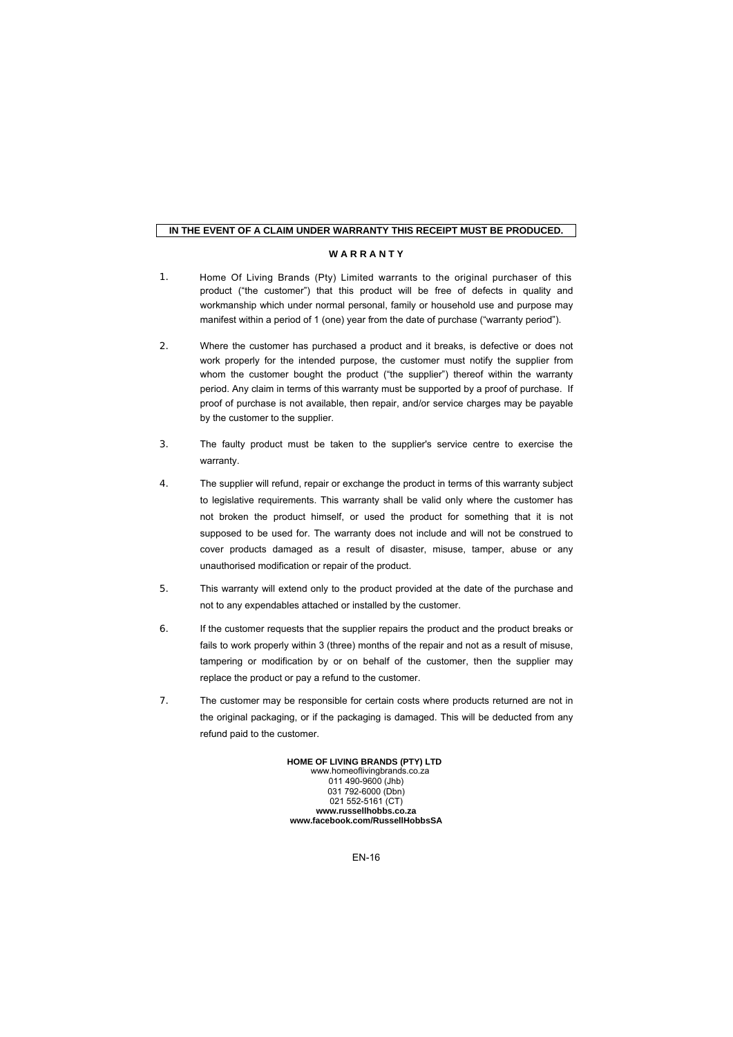**IN THE EVENT OF A CLAIM UNDER WARRANTY THIS RECEIPT MUST BE PRODUCED.**

## W A R R A N T Y

1. Home Of Living Brands (Pty) Limited warrants to the original purchaser of this product ("the customer") that this product will be free of defects in quality and workmanship which under normal personal, family or household use and purpose may manifest within a period of 1 (one) year from the date of purchase ("warranty period").

2. Where the customer has purchased a product and it breaks, is defective or does not work properly for the intended purpose, the customer must notify the supplier from whom the customer bought the product ("the supplier") thereof within the warranty period. Any claim in terms of this warranty must be supported by a proof of purchase. If proof of purchase is not available, then repair, and/or service charges may be payable by the customer to the supplier.

3. The faulty product must be taken to the supplier's service centre to exercise the warranty.

4. The supplier will refund, repair or exchange the product in terms of this warranty subject to legislative requirements. This warranty shall be valid only where the customer has not broken the product himself, or used the product for something that it is not supposed to be used for. The warranty does not include and will not be construed to cover products damaged as a result of disaster, misuse, tamper, abuse or any unauthorised modification or repair of the product.

5. This warranty will extend only to the product provided at the date of the purchase and not to any expendables attached or installed by the customer.

6. If the customer requests that the supplier repairs the product and the product breaks or fails to work properly within 3 (three) months of the repair and not as a result of misuse, tampering or modification by or on behalf of the customer, then the supplier may replace the product or pay a refund to the customer.

7. The customer may be responsible for certain costs where products returned are not in the original packaging, or if the packaging is damaged. This will be deducted from any refund paid to the customer.

**HOME OF LIVING BRANDS (PTY) LTD**
www.homeoflivingbrands.co.za
011 490-9600 (Jhb)
031 792-6000 (Dbn)
021 552-5161 (CT)
**www.russellhobbs.co.za**
**www.facebook.com/RussellHobbsSA**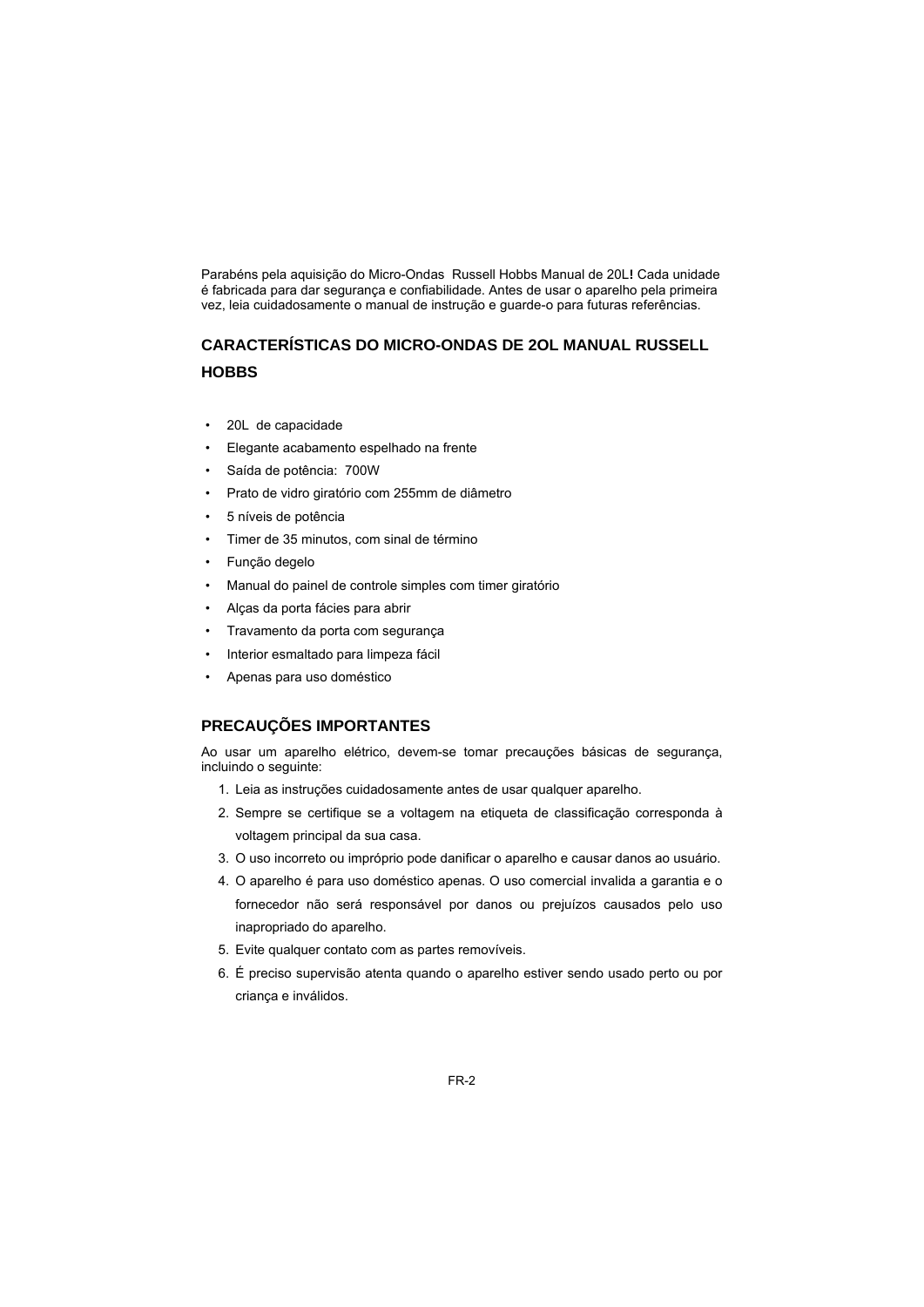Parabéns pela aquisição do Micro-Ondas Russell Hobbs Manual de 20L**!** Cada unidade é fabricada para dar segurança e confiabilidade. Antes de usar o aparelho pela primeira vez, leia cuidadosamente o manual de instrução e guarde-o para futuras referências.

## CARACTERÍSTICAS DO MICRO-ONDAS DE 2OL MANUAL RUSSELL HOBBS

- 20L de capacidade
- Elegante acabamento espelhado na frente
- Saída de potência: 700W
- Prato de vidro giratório com 255mm de diâmetro
- 5 níveis de potência
- Timer de 35 minutos, com sinal de término
- Função degelo
- Manual do painel de controle simples com timer giratório
- Alças da porta fácies para abrir
- Travamento da porta com segurança
- Interior esmaltado para limpeza fácil
- Apenas para uso doméstico

## PRECAUÇÕES IMPORTANTES

Ao usar um aparelho elétrico, devem-se tomar precauções básicas de segurança, incluindo o seguinte:

1. Leia as instruções cuidadosamente antes de usar qualquer aparelho.
2. Sempre se certifique se a voltagem na etiqueta de classificação corresponda à voltagem principal da sua casa.
3. O uso incorreto ou impróprio pode danificar o aparelho e causar danos ao usuário.
4. O aparelho é para uso doméstico apenas. O uso comercial invalida a garantia e o fornecedor não será responsável por danos ou prejuízos causados pelo uso inapropriado do aparelho.
5. Evite qualquer contato com as partes removíveis.
6. É preciso supervisão atenta quando o aparelho estiver sendo usado perto ou por criança e inválidos.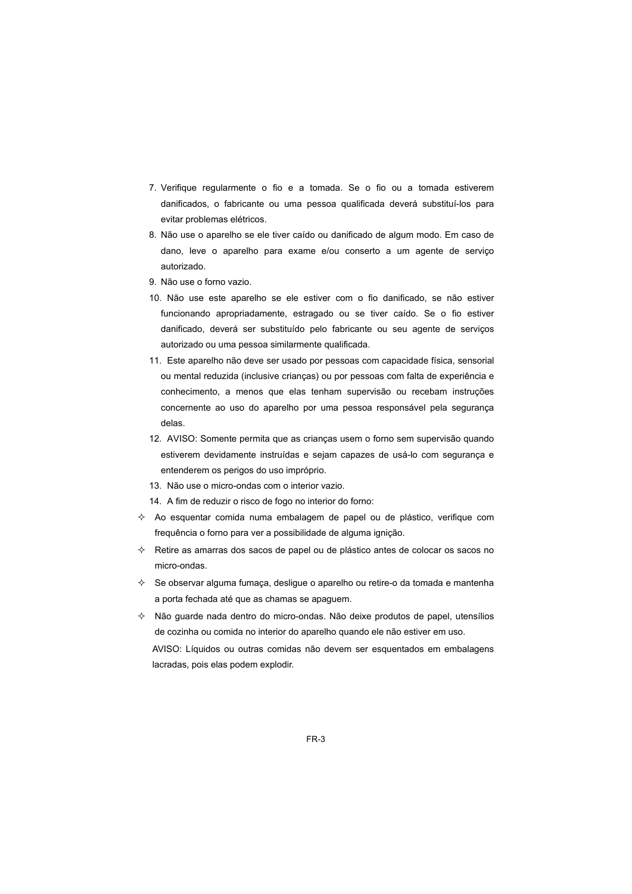7. Verifique regularmente o fio e a tomada. Se o fio ou a tomada estiverem danificados, o fabricante ou uma pessoa qualificada deverá substituí-los para evitar problemas elétricos.
8. Não use o aparelho se ele tiver caído ou danificado de algum modo. Em caso de dano, leve o aparelho para exame e/ou conserto a um agente de serviço autorizado.
9. Não use o forno vazio.
10. Não use este aparelho se ele estiver com o fio danificado, se não estiver funcionando apropriadamente, estragado ou se tiver caído. Se o fio estiver danificado, deverá ser substituído pelo fabricante ou seu agente de serviços autorizado ou uma pessoa similarmente qualificada.
11. Este aparelho não deve ser usado por pessoas com capacidade física, sensorial ou mental reduzida (inclusive crianças) ou por pessoas com falta de experiência e conhecimento, a menos que elas tenham supervisão ou recebam instruções concernente ao uso do aparelho por uma pessoa responsável pela segurança delas.
12. AVISO: Somente permita que as crianças usem o forno sem supervisão quando estiverem devidamente instruídas e sejam capazes de usá-lo com segurança e entenderem os perigos do uso impróprio.
13. Não use o micro-ondas com o interior vazio.
14. A fim de reduzir o risco de fogo no interior do forno:

- Ao esquentar comida numa embalagem de papel ou de plástico, verifique com frequência o forno para ver a possibilidade de alguma ignição.
- Retire as amarras dos sacos de papel ou de plástico antes de colocar os sacos no micro-ondas.
- Se observar alguma fumaça, desligue o aparelho ou retire-o da tomada e mantenha a porta fechada até que as chamas se apaguem.
- Não guarde nada dentro do micro-ondas. Não deixe produtos de papel, utensílios de cozinha ou comida no interior do aparelho quando ele não estiver em uso.

AVISO: Líquidos ou outras comidas não devem ser esquentados em embalagens lacradas, pois elas podem explodir.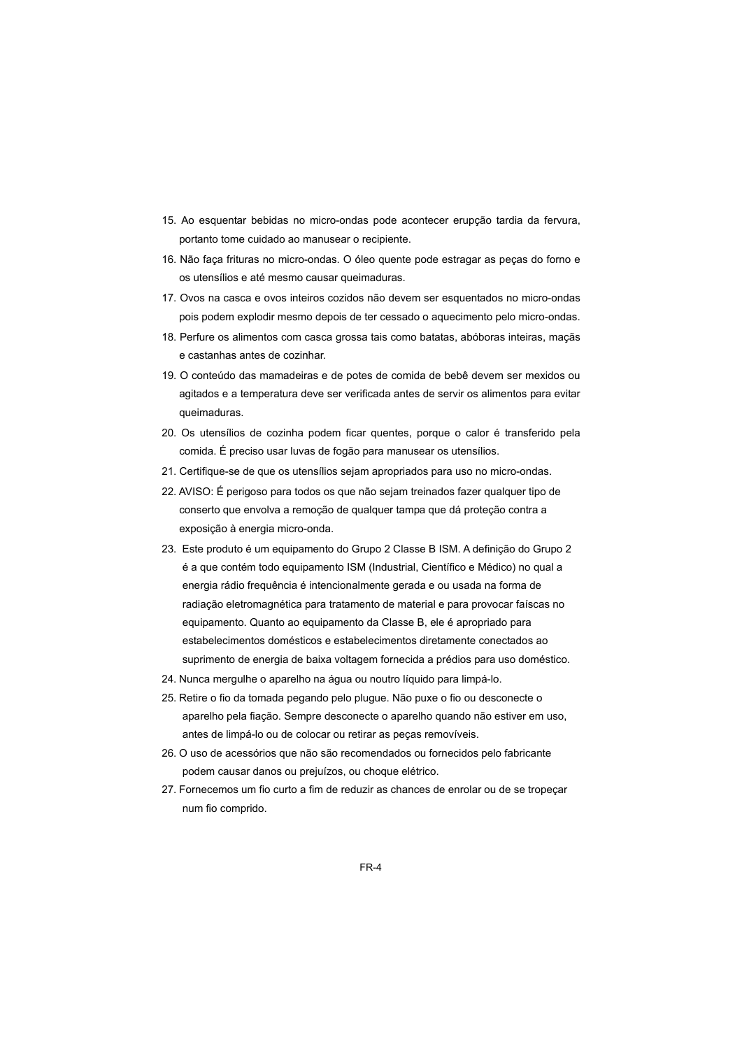15. Ao esquentar bebidas no micro-ondas pode acontecer erupção tardia da fervura, portanto tome cuidado ao manusear o recipiente.
16. Não faça frituras no micro-ondas. O óleo quente pode estragar as peças do forno e os utensílios e até mesmo causar queimaduras.
17. Ovos na casca e ovos inteiros cozidos não devem ser esquentados no micro-ondas pois podem explodir mesmo depois de ter cessado o aquecimento pelo micro-ondas.
18. Perfure os alimentos com casca grossa tais como batatas, abóboras inteiras, maçãs e castanhas antes de cozinhar.
19. O conteúdo das mamadeiras e de potes de comida de bebê devem ser mexidos ou agitados e a temperatura deve ser verificada antes de servir os alimentos para evitar queimaduras.
20. Os utensílios de cozinha podem ficar quentes, porque o calor é transferido pela comida. É preciso usar luvas de fogão para manusear os utensílios.
21. Certifique-se de que os utensílios sejam apropriados para uso no micro-ondas.
22. AVISO: É perigoso para todos os que não sejam treinados fazer qualquer tipo de conserto que envolva a remoção de qualquer tampa que dá proteção contra a exposição à energia micro-onda.
23. Este produto é um equipamento do Grupo 2 Classe B ISM. A definição do Grupo 2 é a que contém todo equipamento ISM (Industrial, Científico e Médico) no qual a energia rádio frequência é intencionalmente gerada e ou usada na forma de radiação eletromagnética para tratamento de material e para provocar faíscas no equipamento. Quanto ao equipamento da Classe B, ele é apropriado para estabelecimentos domésticos e estabelecimentos diretamente conectados ao suprimento de energia de baixa voltagem fornecida a prédios para uso doméstico.
24. Nunca mergulhe o aparelho na água ou noutro líquido para limpá-lo.
25. Retire o fio da tomada pegando pelo plugue. Não puxe o fio ou desconecte o aparelho pela fiação. Sempre desconecte o aparelho quando não estiver em uso, antes de limpá-lo ou de colocar ou retirar as peças removíveis.
26. O uso de acessórios que não são recomendados ou fornecidos pelo fabricante podem causar danos ou prejuízos, ou choque elétrico.
27. Fornecemos um fio curto a fim de reduzir as chances de enrolar ou de se tropeçar num fio comprido.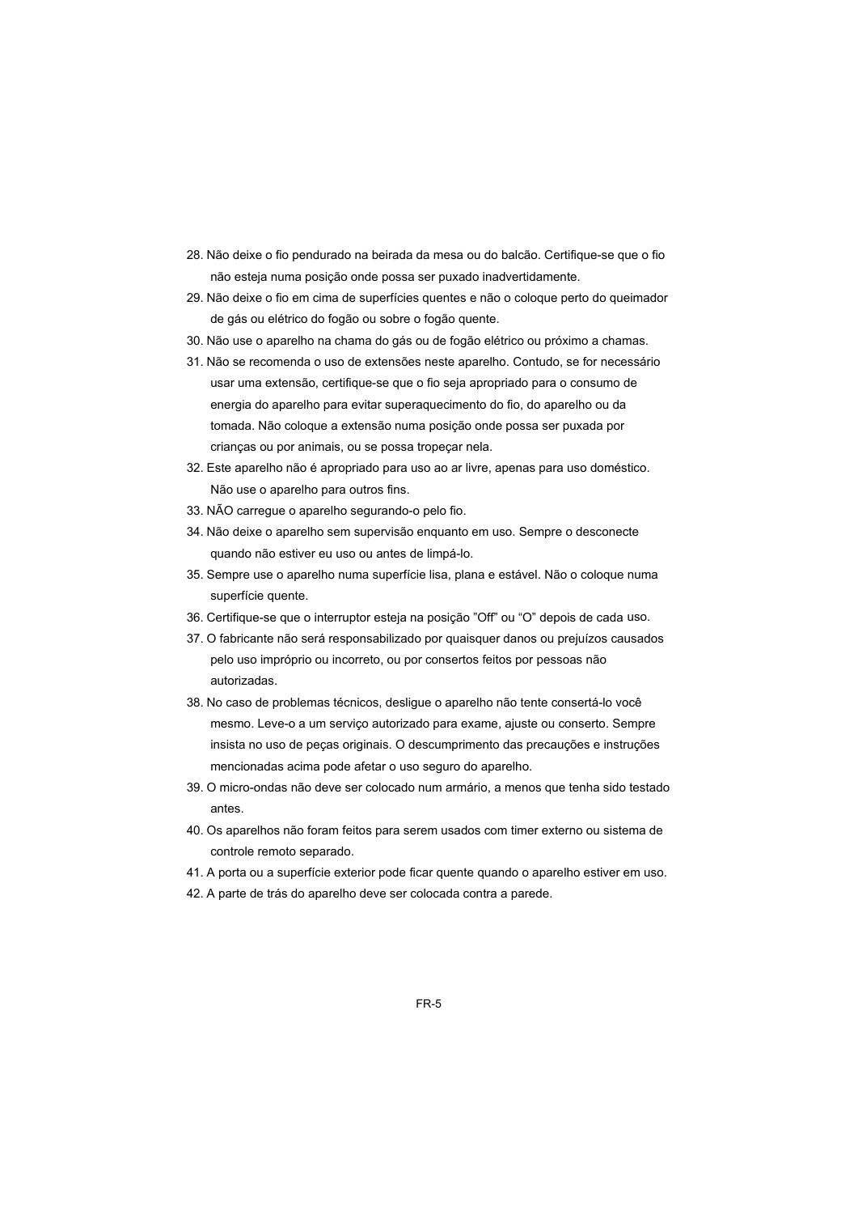28. Não deixe o fio pendurado na beirada da mesa ou do balcão. Certifique-se que o fio não esteja numa posição onde possa ser puxado inadvertidamente.
29. Não deixe o fio em cima de superfícies quentes e não o coloque perto do queimador de gás ou elétrico do fogão ou sobre o fogão quente.
30. Não use o aparelho na chama do gás ou de fogão elétrico ou próximo a chamas.
31. Não se recomenda o uso de extensões neste aparelho. Contudo, se for necessário usar uma extensão, certifique-se que o fio seja apropriado para o consumo de energia do aparelho para evitar superaquecimento do fio, do aparelho ou da tomada. Não coloque a extensão numa posição onde possa ser puxada por crianças ou por animais, ou se possa tropeçar nela.
32. Este aparelho não é apropriado para uso ao ar livre, apenas para uso doméstico. Não use o aparelho para outros fins.
33. NÃO carregue o aparelho segurando-o pelo fio.
34. Não deixe o aparelho sem supervisão enquanto em uso. Sempre o desconecte quando não estiver eu uso ou antes de limpá-lo.
35. Sempre use o aparelho numa superfície lisa, plana e estável. Não o coloque numa superfície quente.
36. Certifique-se que o interruptor esteja na posição "Off" ou "O" depois de cada uso.
37. O fabricante não será responsabilizado por quaisquer danos ou prejuízos causados pelo uso impróprio ou incorreto, ou por consertos feitos por pessoas não autorizadas.
38. No caso de problemas técnicos, desligue o aparelho não tente consertá-lo você mesmo. Leve-o a um serviço autorizado para exame, ajuste ou conserto. Sempre insista no uso de peças originais. O descumprimento das precauções e instruções mencionadas acima pode afetar o uso seguro do aparelho.
39. O micro-ondas não deve ser colocado num armário, a menos que tenha sido testado antes.
40. Os aparelhos não foram feitos para serem usados com timer externo ou sistema de controle remoto separado.
41. A porta ou a superfície exterior pode ficar quente quando o aparelho estiver em uso.
42. A parte de trás do aparelho deve ser colocada contra a parede.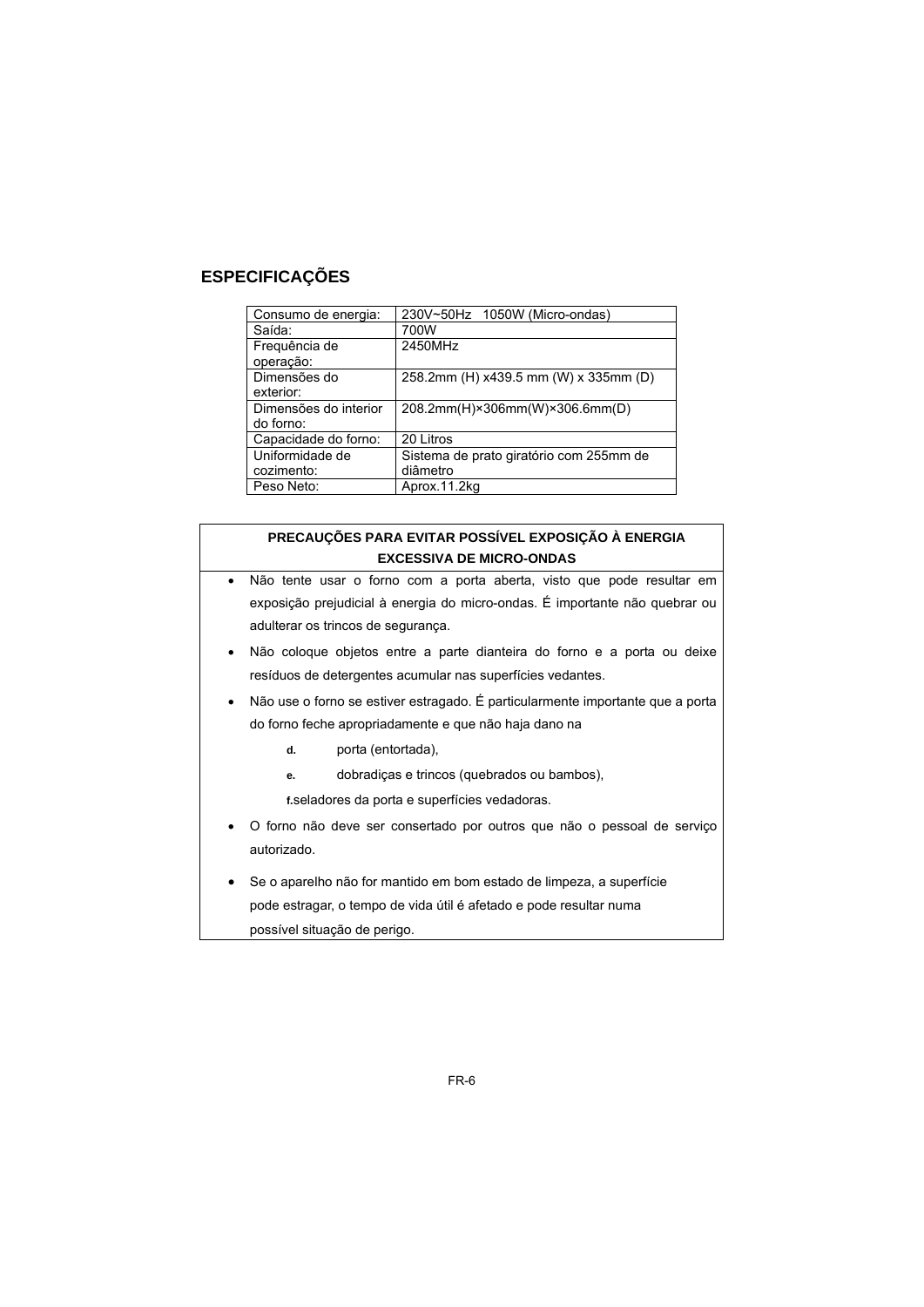## ESPECIFICAÇÕES

| Consumo de energia: | 230V~50Hz 1050W (Micro-ondas) |
|---|---|
| Saída: | 700W |
| Frequência de operação: | 2450MHz |
| Dimensões do exterior: | 258.2mm (H) x439.5 mm (W) x 335mm (D) |
| Dimensões do interior do forno: | 208.2mm(H)×306mm(W)×306.6mm(D) |
| Capacidade do forno: | 20 Litros |
| Uniformidade de cozimento: | Sistema de prato giratório com 255mm de diâmetro |
| Peso Neto: | Aprox.11.2kg |

**PRECAUÇÕES PARA EVITAR POSSÍVEL EXPOSIÇÃO À ENERGIA EXCESSIVA DE MICRO-ONDAS**

- Não tente usar o forno com a porta aberta, visto que pode resultar em exposição prejudicial à energia do micro-ondas. É importante não quebrar ou adulterar os trincos de segurança.
- Não coloque objetos entre a parte dianteira do forno e a porta ou deixe resíduos de detergentes acumular nas superfícies vedantes.
- Não use o forno se estiver estragado. É particularmente importante que a porta do forno feche apropriadamente e que não haja dano na
  - **d.** porta (entortada),
  - **e.** dobradiças e trincos (quebrados ou bambos),
  - **f.**seladores da porta e superfícies vedadoras.
- O forno não deve ser consertado por outros que não o pessoal de serviço autorizado.
- Se o aparelho não for mantido em bom estado de limpeza, a superfície pode estragar, o tempo de vida útil é afetado e pode resultar numa possível situação de perigo.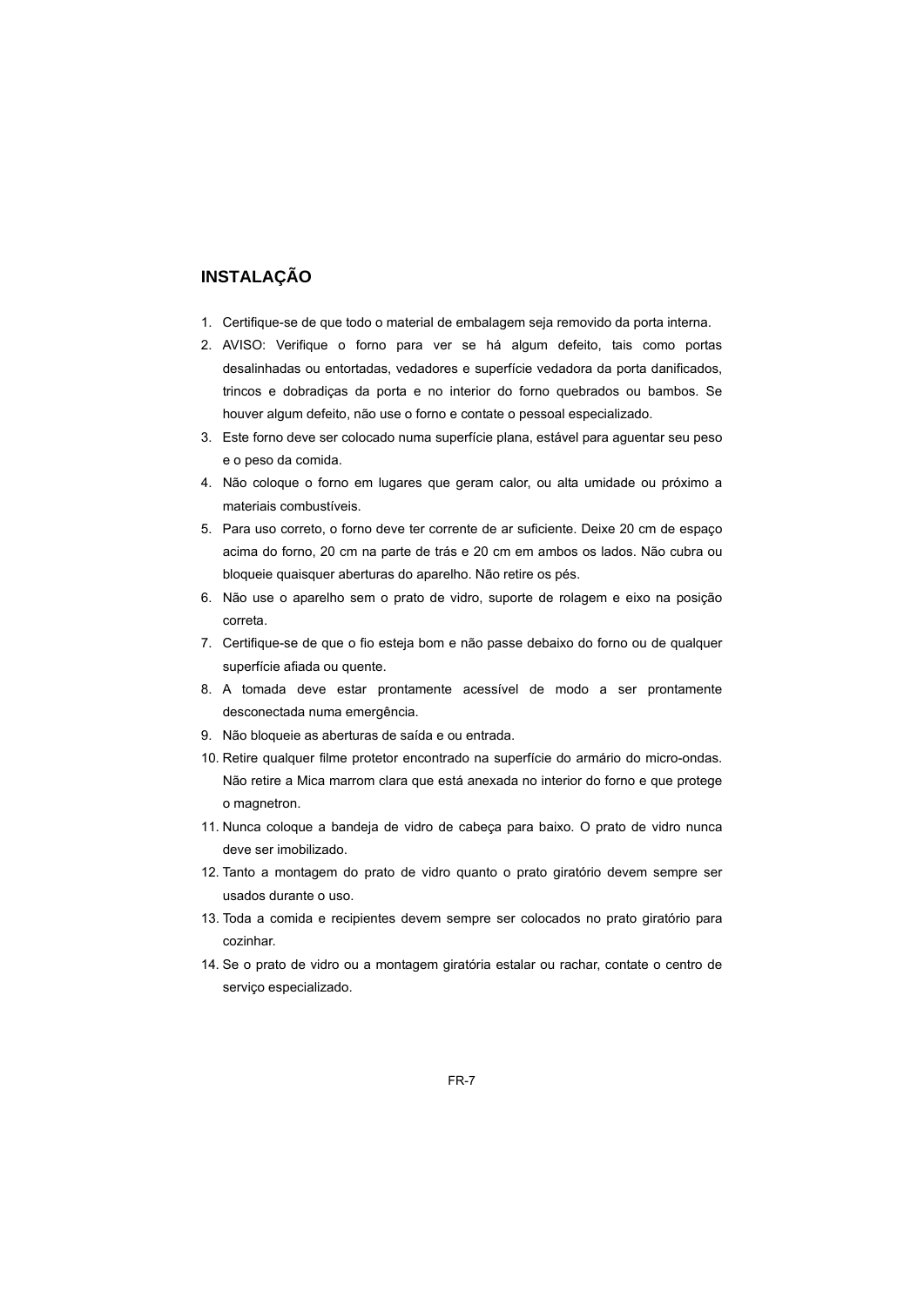## INSTALAÇÃO

1. Certifique-se de que todo o material de embalagem seja removido da porta interna.
2. AVISO: Verifique o forno para ver se há algum defeito, tais como portas desalinhadas ou entortadas, vedadores e superfície vedadora da porta danificados, trincos e dobradiças da porta e no interior do forno quebrados ou bambos. Se houver algum defeito, não use o forno e contate o pessoal especializado.
3. Este forno deve ser colocado numa superfície plana, estável para aguentar seu peso e o peso da comida.
4. Não coloque o forno em lugares que geram calor, ou alta umidade ou próximo a materiais combustíveis.
5. Para uso correto, o forno deve ter corrente de ar suficiente. Deixe 20 cm de espaço acima do forno, 20 cm na parte de trás e 20 cm em ambos os lados. Não cubra ou bloqueie quaisquer aberturas do aparelho. Não retire os pés.
6. Não use o aparelho sem o prato de vidro, suporte de rolagem e eixo na posição correta.
7. Certifique-se de que o fio esteja bom e não passe debaixo do forno ou de qualquer superfície afiada ou quente.
8. A tomada deve estar prontamente acessível de modo a ser prontamente desconectada numa emergência.
9. Não bloqueie as aberturas de saída e ou entrada.
10. Retire qualquer filme protetor encontrado na superfície do armário do micro-ondas. Não retire a Mica marrom clara que está anexada no interior do forno e que protege o magnetron.
11. Nunca coloque a bandeja de vidro de cabeça para baixo. O prato de vidro nunca deve ser imobilizado.
12. Tanto a montagem do prato de vidro quanto o prato giratório devem sempre ser usados durante o uso.
13. Toda a comida e recipientes devem sempre ser colocados no prato giratório para cozinhar.
14. Se o prato de vidro ou a montagem giratória estalar ou rachar, contate o centro de serviço especializado.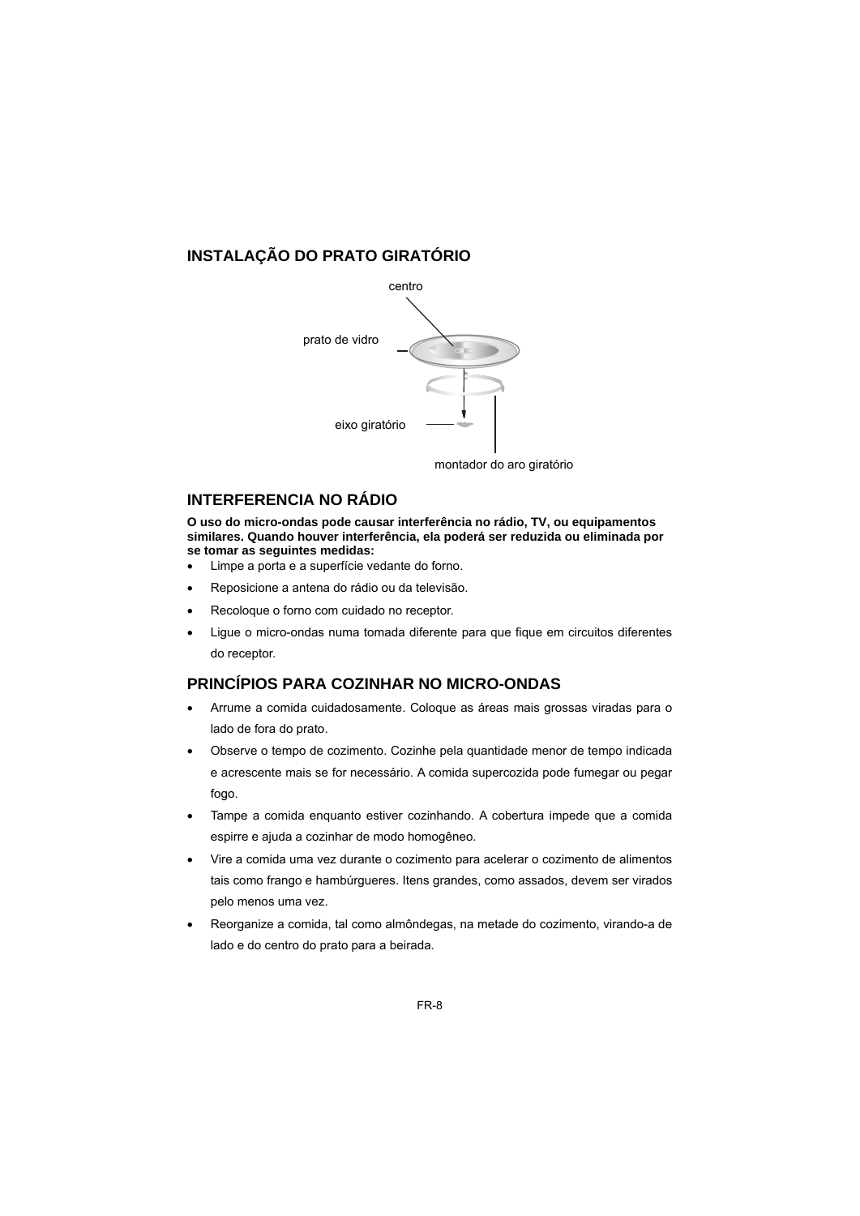## INSTALAÇÃO DO PRATO GIRATÓRIO

centro

prato de vidro

eixo giratório

montador do aro giratório

## INTERFERENCIA NO RÁDIO

**O uso do micro-ondas pode causar interferência no rádio, TV, ou equipamentos similares. Quando houver interferência, ela poderá ser reduzida ou eliminada por se tomar as seguintes medidas:**

- Limpe a porta e a superfície vedante do forno.
- Reposicione a antena do rádio ou da televisão.
- Recoloque o forno com cuidado no receptor.
- Ligue o micro-ondas numa tomada diferente para que fique em circuitos diferentes do receptor.

## PRINCÍPIOS PARA COZINHAR NO MICRO-ONDAS

- Arrume a comida cuidadosamente. Coloque as áreas mais grossas viradas para o lado de fora do prato.
- Observe o tempo de cozimento. Cozinhe pela quantidade menor de tempo indicada e acrescente mais se for necessário. A comida supercozida pode fumegar ou pegar fogo.
- Tampe a comida enquanto estiver cozinhando. A cobertura impede que a comida espirre e ajuda a cozinhar de modo homogêneo.
- Vire a comida uma vez durante o cozimento para acelerar o cozimento de alimentos tais como frango e hambúrgueres. Itens grandes, como assados, devem ser virados pelo menos uma vez.
- Reorganize a comida, tal como almôndegas, na metade do cozimento, virando-a de lado e do centro do prato para a beirada.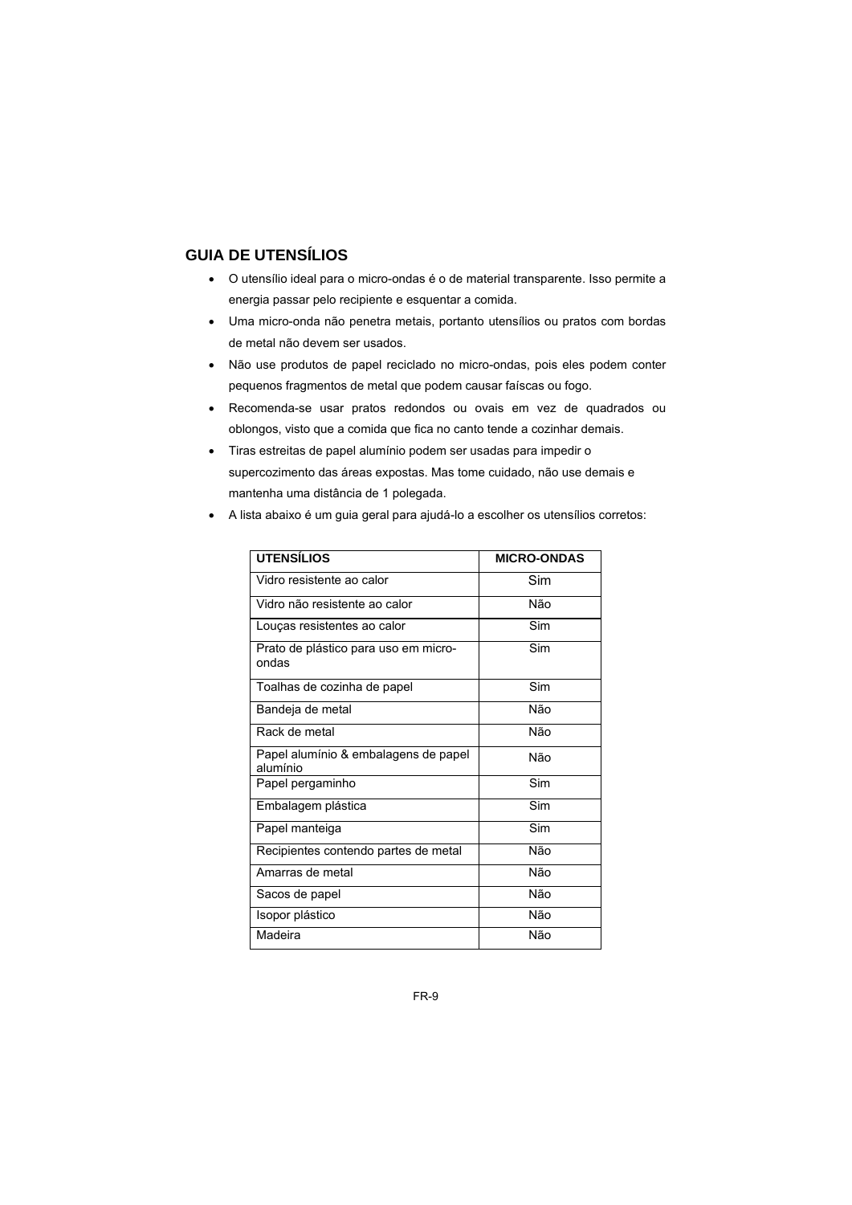## GUIA DE UTENSÍLIOS

- O utensílio ideal para o micro-ondas é o de material transparente. Isso permite a energia passar pelo recipiente e esquentar a comida.
- Uma micro-onda não penetra metais, portanto utensílios ou pratos com bordas de metal não devem ser usados.
- Não use produtos de papel reciclado no micro-ondas, pois eles podem conter pequenos fragmentos de metal que podem causar faíscas ou fogo.
- Recomenda-se usar pratos redondos ou ovais em vez de quadrados ou oblongos, visto que a comida que fica no canto tende a cozinhar demais.
- Tiras estreitas de papel alumínio podem ser usadas para impedir o supercozimento das áreas expostas. Mas tome cuidado, não use demais e mantenha uma distância de 1 polegada.
- A lista abaixo é um guia geral para ajudá-lo a escolher os utensílios corretos:

| UTENSÍLIOS | MICRO-ONDAS |
|---|---|
| Vidro resistente ao calor | Sim |
| Vidro não resistente ao calor | Não |
| Louças resistentes ao calor | Sim |
| Prato de plástico para uso em micro-ondas | Sim |
| Toalhas de cozinha de papel | Sim |
| Bandeja de metal | Não |
| Rack de metal | Não |
| Papel alumínio & embalagens de papel alumínio | Não |
| Papel pergaminho | Sim |
| Embalagem plástica | Sim |
| Papel manteiga | Sim |
| Recipientes contendo partes de metal | Não |
| Amarras de metal | Não |
| Sacos de papel | Não |
| Isopor plástico | Não |
| Madeira | Não |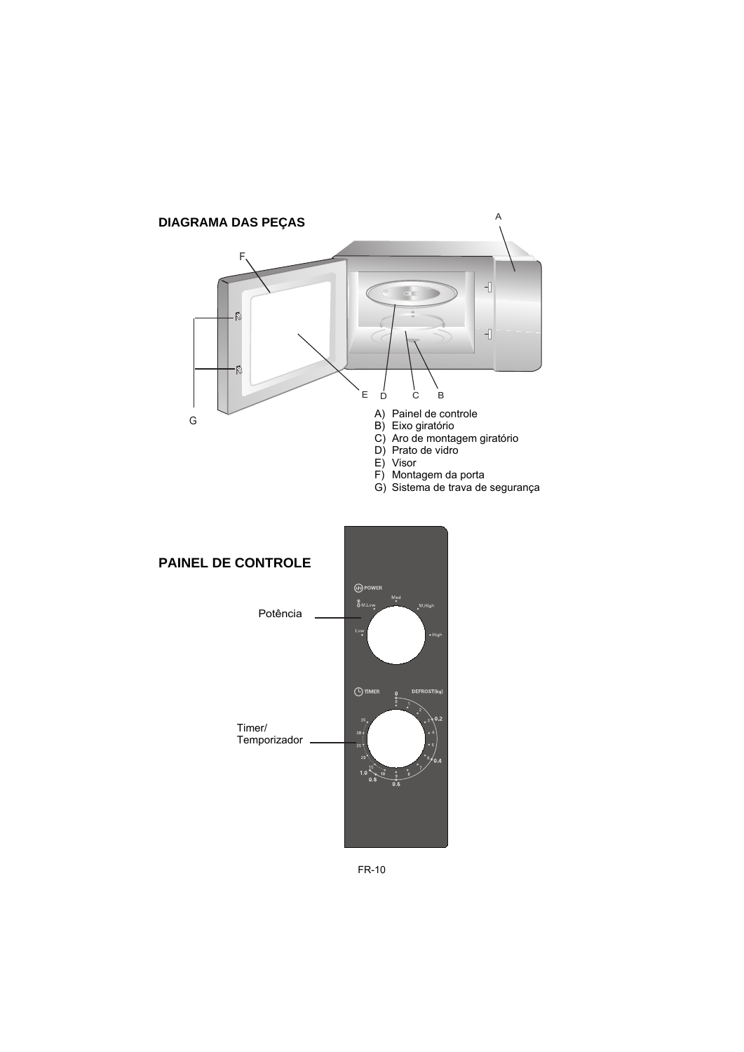## DIAGRAMA DAS PEÇAS

A) Painel de controle
B) Eixo giratório
C) Aro de montagem giratório
D) Prato de vidro
E) Visor
F) Montagem da porta
G) Sistema de trava de segurança

## PAINEL DE CONTROLE

Potência

Timer/
Temporizador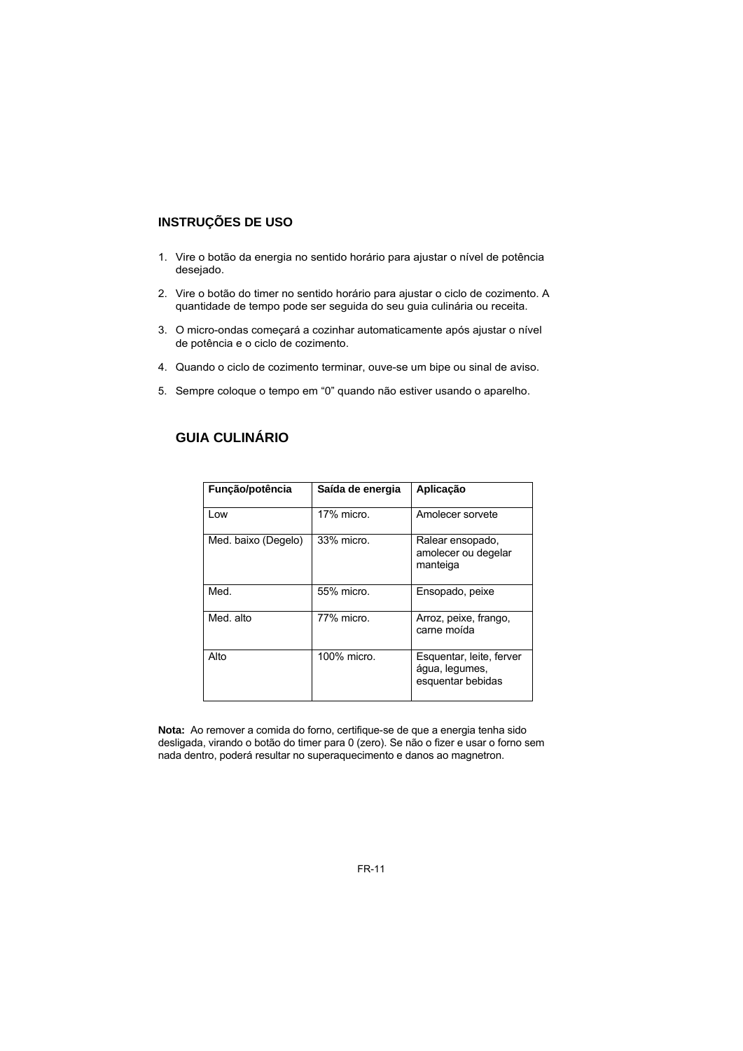## INSTRUÇÕES DE USO

1. Vire o botão da energia no sentido horário para ajustar o nível de potência desejado.
2. Vire o botão do timer no sentido horário para ajustar o ciclo de cozimento. A quantidade de tempo pode ser seguida do seu guia culinária ou receita.
3. O micro-ondas começará a cozinhar automaticamente após ajustar o nível de potência e o ciclo de cozimento.
4. Quando o ciclo de cozimento terminar, ouve-se um bipe ou sinal de aviso.
5. Sempre coloque o tempo em “0” quando não estiver usando o aparelho.

## GUIA CULINÁRIO

| Função/potência | Saída de energia | Aplicação |
|---|---|---|
| Low | 17% micro. | Amolecer sorvete |
| Med. baixo (Degelo) | 33% micro. | Ralear ensopado, amolecer ou degelar manteiga |
| Med. | 55% micro. | Ensopado, peixe |
| Med. alto | 77% micro. | Arroz, peixe, frango, carne moída |
| Alto | 100% micro. | Esquentar, leite, ferver água, legumes, esquentar bebidas |

**Nota:** Ao remover a comida do forno, certifique-se de que a energia tenha sido desligada, virando o botão do timer para 0 (zero). Se não o fizer e usar o forno sem nada dentro, poderá resultar no superaquecimento e danos ao magnetron.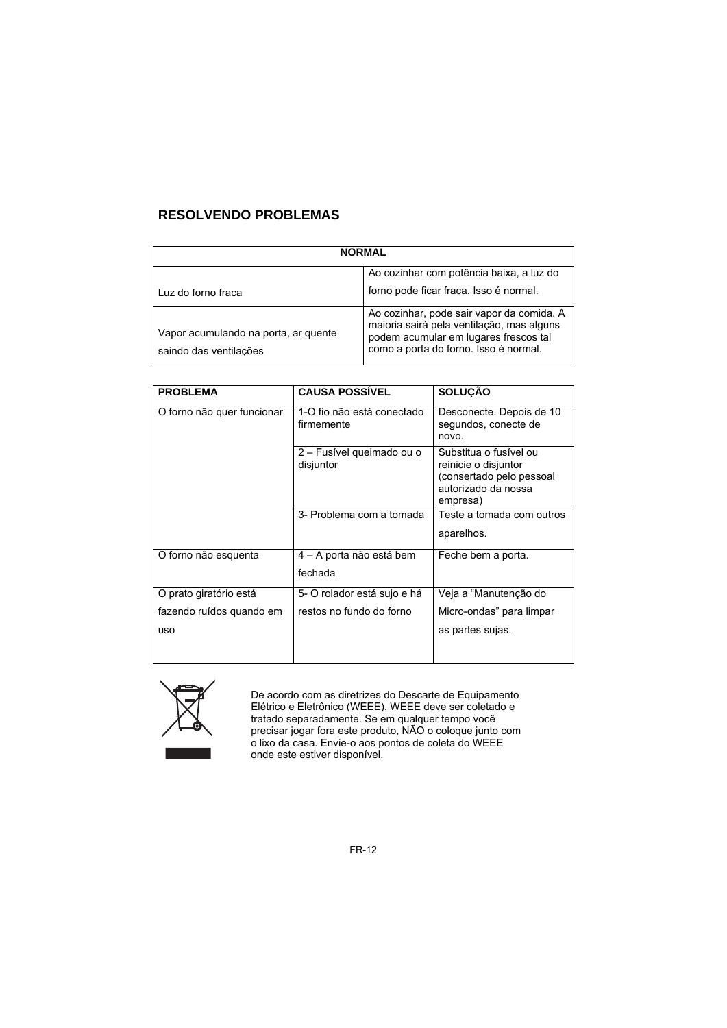## RESOLVENDO PROBLEMAS

| NORMAL | |
|---|---|
| Luz do forno fraca | Ao cozinhar com potência baixa, a luz do forno pode ficar fraca. Isso é normal. |
| Vapor acumulando na porta, ar quente saindo das ventilações | Ao cozinhar, pode sair vapor da comida. A maioria sairá pela ventilação, mas alguns podem acumular em lugares frescos tal como a porta do forno. Isso é normal. |

| PROBLEMA | CAUSA POSSÍVEL | SOLUÇÃO |
|---|---|---|
| O forno não quer funcionar | 1-O fio não está conectado firmemente | Desconecte. Depois de 10 segundos, conecte de novo. |
| | 2 – Fusível queimado ou o disjuntor | Substitua o fusível ou reinicie o disjuntor (consertado pelo pessoal autorizado da nossa empresa) |
| | 3- Problema com a tomada | Teste a tomada com outros aparelhos. |
| O forno não esquenta | 4 – A porta não está bem fechada | Feche bem a porta. |
| O prato giratório está fazendo ruídos quando em uso | 5- O rolador está sujo e há restos no fundo do forno | Veja a "Manutenção do Micro-ondas" para limpar as partes sujas. |

De acordo com as diretrizes do Descarte de Equipamento Elétrico e Eletrônico (WEEE), WEEE deve ser coletado e tratado separadamente. Se em qualquer tempo você precisar jogar fora este produto, NÃO o coloque junto com o lixo da casa. Envie-o aos pontos de coleta do WEEE onde este estiver disponível.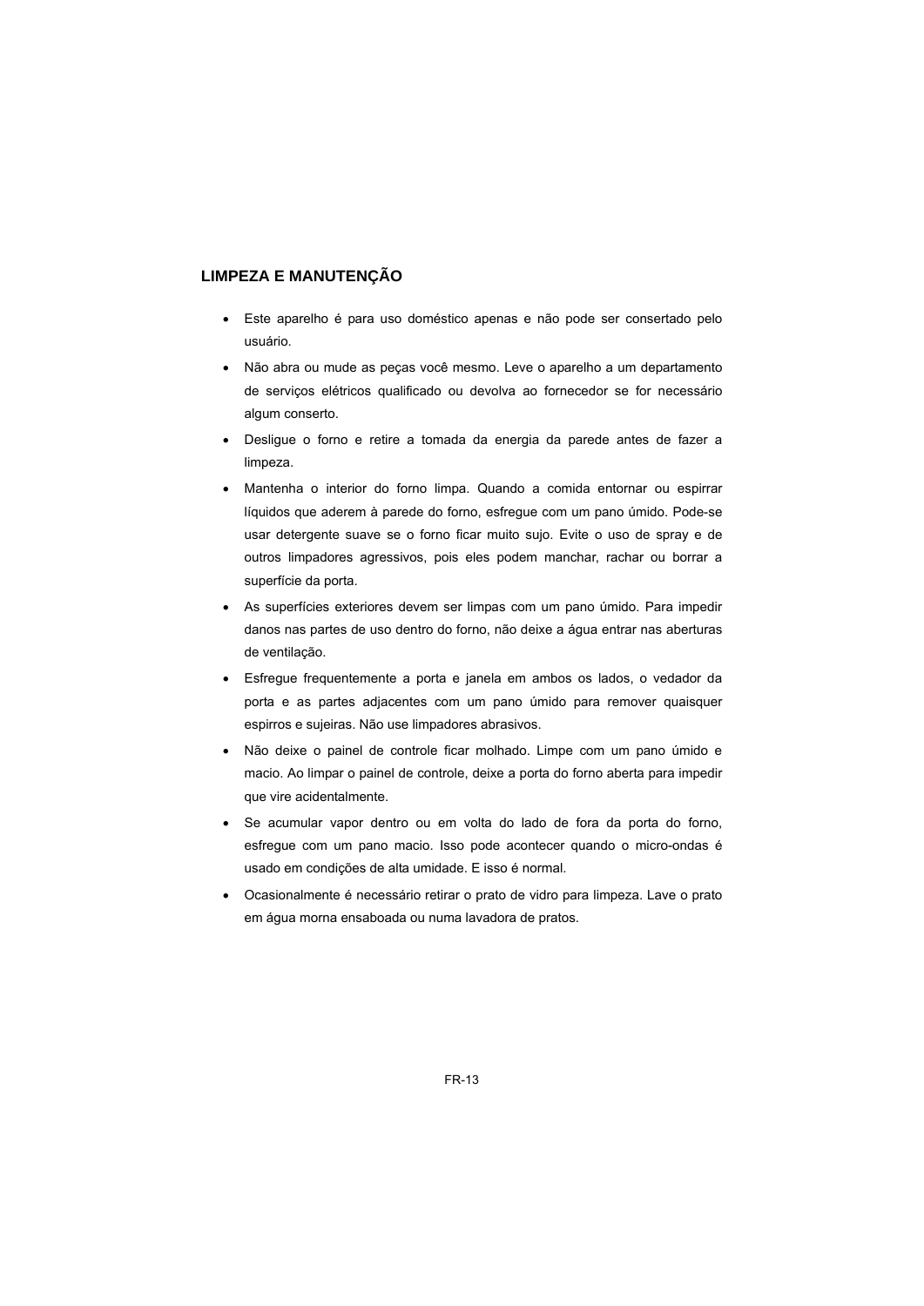## LIMPEZA E MANUTENÇÃO

- Este aparelho é para uso doméstico apenas e não pode ser consertado pelo usuário.
- Não abra ou mude as peças você mesmo. Leve o aparelho a um departamento de serviços elétricos qualificado ou devolva ao fornecedor se for necessário algum conserto.
- Desligue o forno e retire a tomada da energia da parede antes de fazer a limpeza.
- Mantenha o interior do forno limpa. Quando a comida entornar ou espirrar líquidos que aderem à parede do forno, esfregue com um pano úmido. Pode-se usar detergente suave se o forno ficar muito sujo. Evite o uso de spray e de outros limpadores agressivos, pois eles podem manchar, rachar ou borrar a superfície da porta.
- As superfícies exteriores devem ser limpas com um pano úmido. Para impedir danos nas partes de uso dentro do forno, não deixe a água entrar nas aberturas de ventilação.
- Esfregue frequentemente a porta e janela em ambos os lados, o vedador da porta e as partes adjacentes com um pano úmido para remover quaisquer espirros e sujeiras. Não use limpadores abrasivos.
- Não deixe o painel de controle ficar molhado. Limpe com um pano úmido e macio. Ao limpar o painel de controle, deixe a porta do forno aberta para impedir que vire acidentalmente.
- Se acumular vapor dentro ou em volta do lado de fora da porta do forno, esfregue com um pano macio. Isso pode acontecer quando o micro-ondas é usado em condições de alta umidade. E isso é normal.
- Ocasionalmente é necessário retirar o prato de vidro para limpeza. Lave o prato em água morna ensaboada ou numa lavadora de pratos.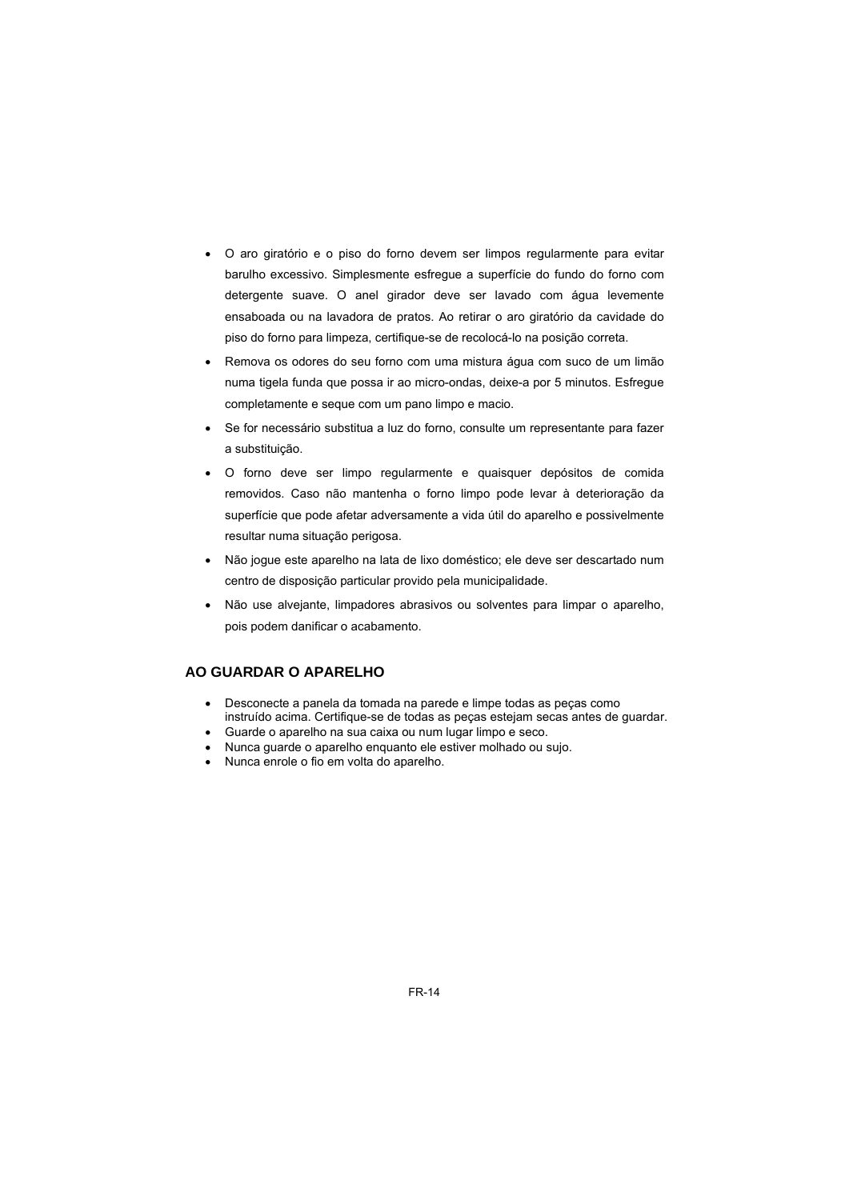- O aro giratório e o piso do forno devem ser limpos regularmente para evitar barulho excessivo. Simplesmente esfregue a superfície do fundo do forno com detergente suave. O anel girador deve ser lavado com água levemente ensaboada ou na lavadora de pratos. Ao retirar o aro giratório da cavidade do piso do forno para limpeza, certifique-se de recolocá-lo na posição correta.
- Remova os odores do seu forno com uma mistura água com suco de um limão numa tigela funda que possa ir ao micro-ondas, deixe-a por 5 minutos. Esfregue completamente e seque com um pano limpo e macio.
- Se for necessário substitua a luz do forno, consulte um representante para fazer a substituição.
- O forno deve ser limpo regularmente e quaisquer depósitos de comida removidos. Caso não mantenha o forno limpo pode levar à deterioração da superfície que pode afetar adversamente a vida útil do aparelho e possivelmente resultar numa situação perigosa.
- Não jogue este aparelho na lata de lixo doméstico; ele deve ser descartado num centro de disposição particular provido pela municipalidade.
- Não use alvejante, limpadores abrasivos ou solventes para limpar o aparelho, pois podem danificar o acabamento.

## AO GUARDAR O APARELHO

- Desconecte a panela da tomada na parede e limpe todas as peças como instruído acima. Certifique-se de todas as peças estejam secas antes de guardar.
- Guarde o aparelho na sua caixa ou num lugar limpo e seco.
- Nunca guarde o aparelho enquanto ele estiver molhado ou sujo.
- Nunca enrole o fio em volta do aparelho.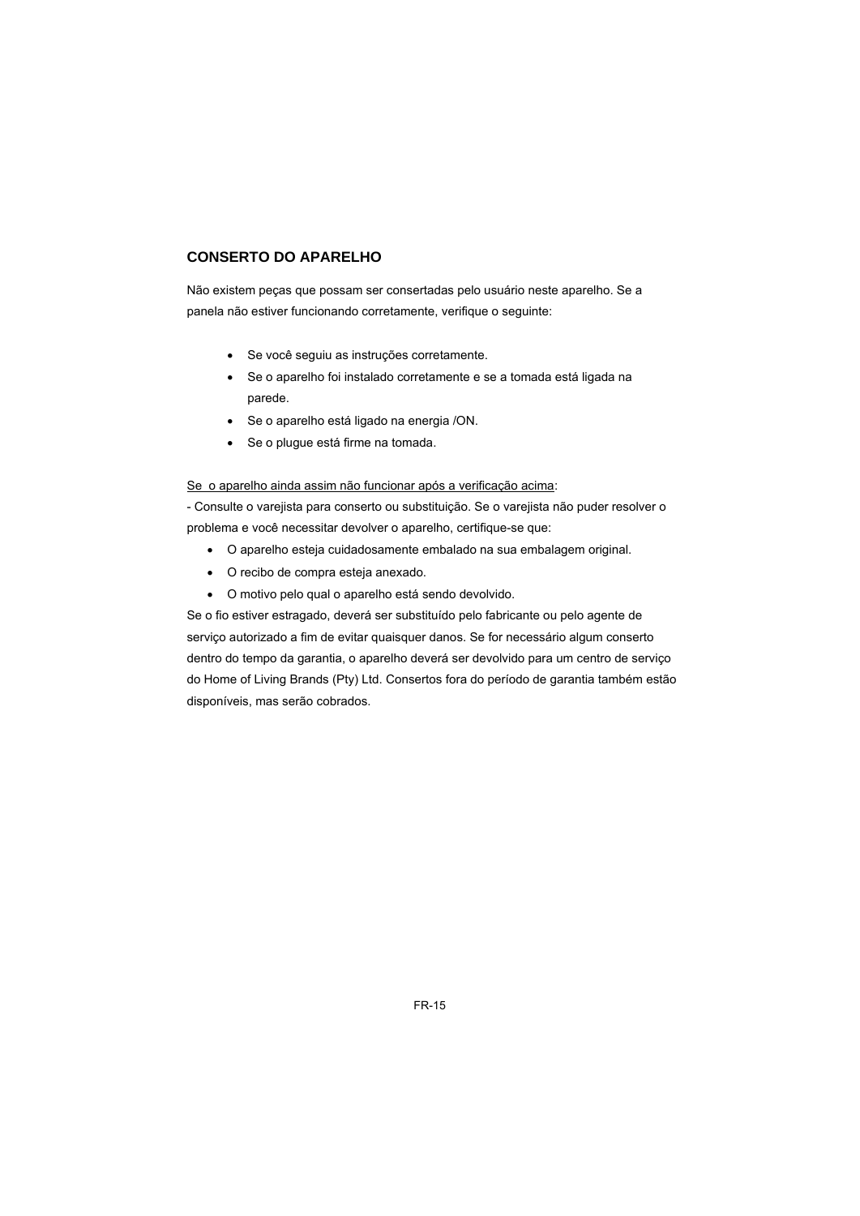## CONSERTO DO APARELHO

Não existem peças que possam ser consertadas pelo usuário neste aparelho. Se a panela não estiver funcionando corretamente, verifique o seguinte:

- Se você seguiu as instruções corretamente.
- Se o aparelho foi instalado corretamente e se a tomada está ligada na parede.
- Se o aparelho está ligado na energia /ON.
- Se o plugue está firme na tomada.

<u>Se o aparelho ainda assim não funcionar após a verificação acima</u>:

- Consulte o varejista para conserto ou substituição. Se o varejista não puder resolver o problema e você necessitar devolver o aparelho, certifique-se que:

- O aparelho esteja cuidadosamente embalado na sua embalagem original.
- O recibo de compra esteja anexado.
- O motivo pelo qual o aparelho está sendo devolvido.

Se o fio estiver estragado, deverá ser substituído pelo fabricante ou pelo agente de serviço autorizado a fim de evitar quaisquer danos. Se for necessário algum conserto dentro do tempo da garantia, o aparelho deverá ser devolvido para um centro de serviço do Home of Living Brands (Pty) Ltd. Consertos fora do período de garantia também estão disponíveis, mas serão cobrados.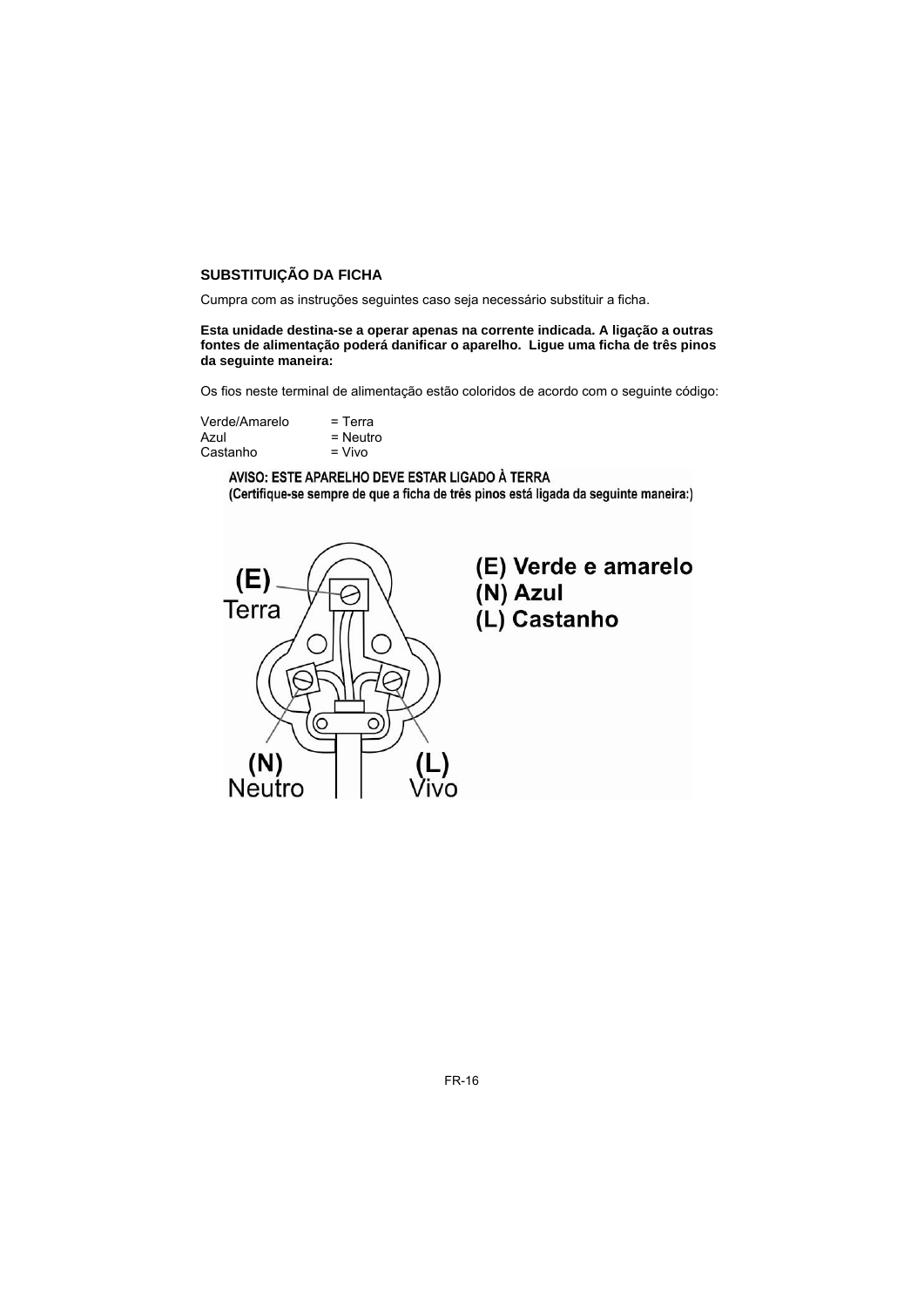## SUBSTITUIÇÃO DA FICHA

Cumpra com as instruções seguintes caso seja necessário substituir a ficha.

**Esta unidade destina-se a operar apenas na corrente indicada. A ligação a outras fontes de alimentação poderá danificar o aparelho. Ligue uma ficha de três pinos da seguinte maneira:**

Os fios neste terminal de alimentação estão coloridos de acordo com o seguinte código:

| | |
|---|---|
| Verde/Amarelo | = Terra |
| Azul | = Neutro |
| Castanho | = Vivo |

**AVISO: ESTE APARELHO DEVE ESTAR LIGADO À TERRA**
**(Certifique-se sempre de que a ficha de três pinos está ligada da seguinte maneira:)**

(E) Terra

(N) Neutro

(L) Vivo

**(E) Verde e amarelo**
**(N) Azul**
**(L) Castanho**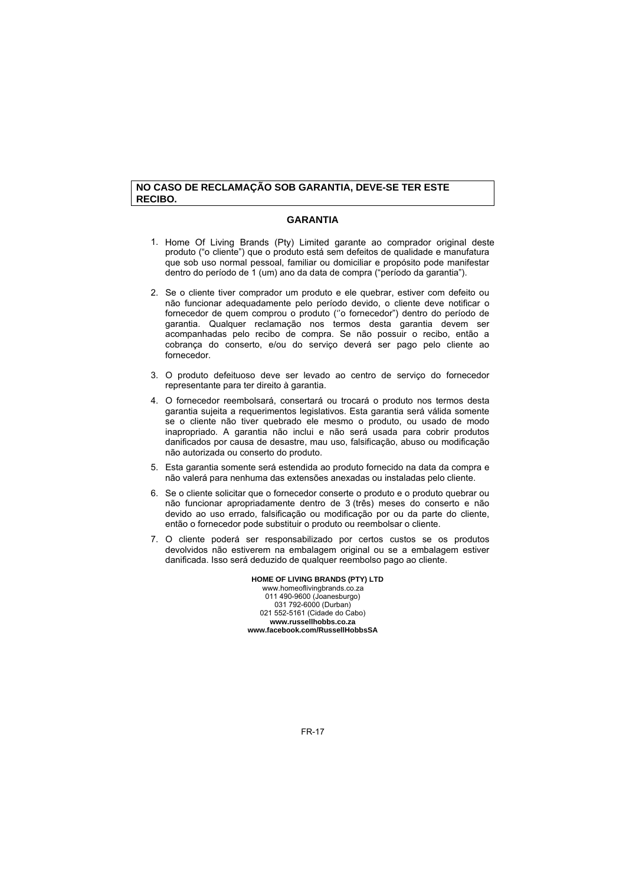**NO CASO DE RECLAMAÇÃO SOB GARANTIA, DEVE-SE TER ESTE RECIBO.**

## GARANTIA

1. Home Of Living Brands (Pty) Limited garante ao comprador original deste produto (“o cliente”) que o produto está sem defeitos de qualidade e manufatura que sob uso normal pessoal, familiar ou domiciliar e propósito pode manifestar dentro do período de 1 (um) ano da data de compra (“período da garantia”).

2. Se o cliente tiver comprador um produto e ele quebrar, estiver com defeito ou não funcionar adequadamente pelo período devido, o cliente deve notificar o fornecedor de quem comprou o produto (‘’o fornecedor”) dentro do período de garantia. Qualquer reclamação nos termos desta garantia devem ser acompanhadas pelo recibo de compra. Se não possuir o recibo, então a cobrança do conserto, e/ou do serviço deverá ser pago pelo cliente ao fornecedor.

3. O produto defeituoso deve ser levado ao centro de serviço do fornecedor representante para ter direito à garantia.

4. O fornecedor reembolsará, consertará ou trocará o produto nos termos desta garantia sujeita a requerimentos legislativos. Esta garantia será válida somente se o cliente não tiver quebrado ele mesmo o produto, ou usado de modo inapropriado. A garantia não inclui e não será usada para cobrir produtos danificados por causa de desastre, mau uso, falsificação, abuso ou modificação não autorizada ou conserto do produto.

5. Esta garantia somente será estendida ao produto fornecido na data da compra e não valerá para nenhuma das extensões anexadas ou instaladas pelo cliente.

6. Se o cliente solicitar que o fornecedor conserte o produto e o produto quebrar ou não funcionar apropriadamente dentro de 3 (três) meses do conserto e não devido ao uso errado, falsificação ou modificação por ou da parte do cliente, então o fornecedor pode substituir o produto ou reembolsar o cliente.

7. O cliente poderá ser responsabilizado por certos custos se os produtos devolvidos não estiverem na embalagem original ou se a embalagem estiver danificada. Isso será deduzido de qualquer reembolso pago ao cliente.

**HOME OF LIVING BRANDS (PTY) LTD**
www.homeoflivingbrands.co.za
011 490-9600 (Joanesburgo)
031 792-6000 (Durban)
021 552-5161 (Cidade do Cabo)
**www.russellhobbs.co.za**
**www.facebook.com/RussellHobbsSA**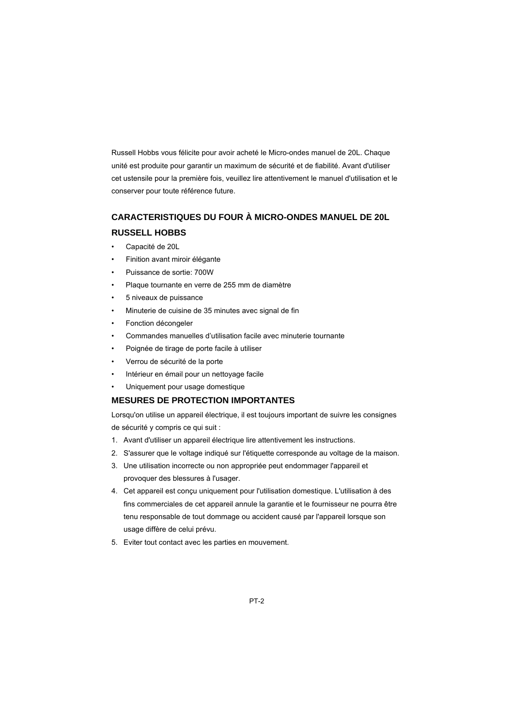Russell Hobbs vous félicite pour avoir acheté le Micro-ondes manuel de 20L. Chaque unité est produite pour garantir un maximum de sécurité et de fiabilité. Avant d'utiliser cet ustensile pour la première fois, veuillez lire attentivement le manuel d'utilisation et le conserver pour toute référence future.

## CARACTERISTIQUES DU FOUR À MICRO-ONDES MANUEL DE 20L RUSSELL HOBBS

- Capacité de 20L
- Finition avant miroir élégante
- Puissance de sortie: 700W
- Plaque tournante en verre de 255 mm de diamètre
- 5 niveaux de puissance
- Minuterie de cuisine de 35 minutes avec signal de fin
- Fonction décongeler
- Commandes manuelles d'utilisation facile avec minuterie tournante
- Poignée de tirage de porte facile à utiliser
- Verrou de sécurité de la porte
- Intérieur en émail pour un nettoyage facile
- Uniquement pour usage domestique

## MESURES DE PROTECTION IMPORTANTES

Lorsqu'on utilise un appareil électrique, il est toujours important de suivre les consignes de sécurité y compris ce qui suit :

1. Avant d'utiliser un appareil électrique lire attentivement les instructions.
2. S'assurer que le voltage indiqué sur l'étiquette corresponde au voltage de la maison.
3. Une utilisation incorrecte ou non appropriée peut endommager l'appareil et provoquer des blessures à l'usager.
4. Cet appareil est conçu uniquement pour l'utilisation domestique. L'utilisation à des fins commerciales de cet appareil annule la garantie et le fournisseur ne pourra être tenu responsable de tout dommage ou accident causé par l'appareil lorsque son usage diffère de celui prévu.
5. Eviter tout contact avec les parties en mouvement.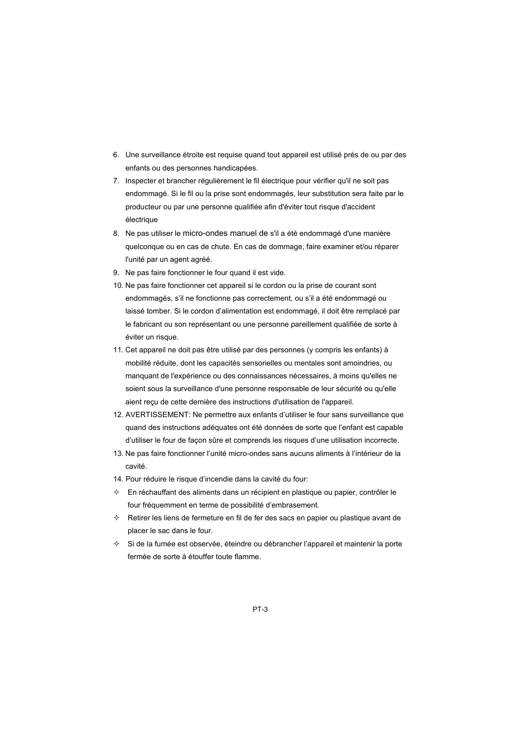6. Une surveillance étroite est requise quand tout appareil est utilisé près de ou par des enfants ou des personnes handicapées.
7. Inspecter et brancher régulièrement le fil électrique pour vérifier qu'il ne soit pas endommagé. Si le fil ou la prise sont endommagés, leur substitution sera faite par le producteur ou par une personne qualifiée afin d'éviter tout risque d'accident électrique
8. Ne pas utiliser le micro-ondes manuel de s'il a été endommagé d'une manière quelconque ou en cas de chute. En cas de dommage, faire examiner et/ou réparer l'unité par un agent agréé.
9. Ne pas faire fonctionner le four quand il est vide.
10. Ne pas faire fonctionner cet appareil si le cordon ou la prise de courant sont endommagés, s'il ne fonctionne pas correctement, ou s'il a été endommagé ou laissé tomber. Si le cordon d'alimentation est endommagé, il doit être remplacé par le fabricant ou son représentant ou une personne pareillement qualifiée de sorte à éviter un risque.
11. Cet appareil ne doit pas être utilisé par des personnes (y compris les enfants) à mobilité réduite, dont les capacités sensorielles ou mentales sont amoindries, ou manquant de l'expérience ou des connaissances nécessaires, à moins qu'elles ne soient sous la surveillance d'une personne responsable de leur sécurité ou qu'elle aient reçu de cette dernière des instructions d'utilisation de l'appareil.
12. AVERTISSEMENT: Ne permettre aux enfants d'utiliser le four sans surveillance que quand des instructions adéquates ont été données de sorte que l'enfant est capable d'utiliser le four de façon sûre et comprends les risques d'une utilisation incorrecte.
13. Ne pas faire fonctionner l'unité micro-ondes sans aucuns aliments à l'intérieur de la cavité.
14. Pour réduire le risque d'incendie dans la cavité du four:

- ✧ En réchauffant des aliments dans un récipient en plastique ou papier, contrôler le four fréquemment en terme de possibilité d'embrasement.
- ✧ Retirer les liens de fermeture en fil de fer des sacs en papier ou plastique avant de placer le sac dans le four.
- ✧ Si de la fumée est observée, éteindre ou débrancher l'appareil et maintenir la porte fermée de sorte à étouffer toute flamme.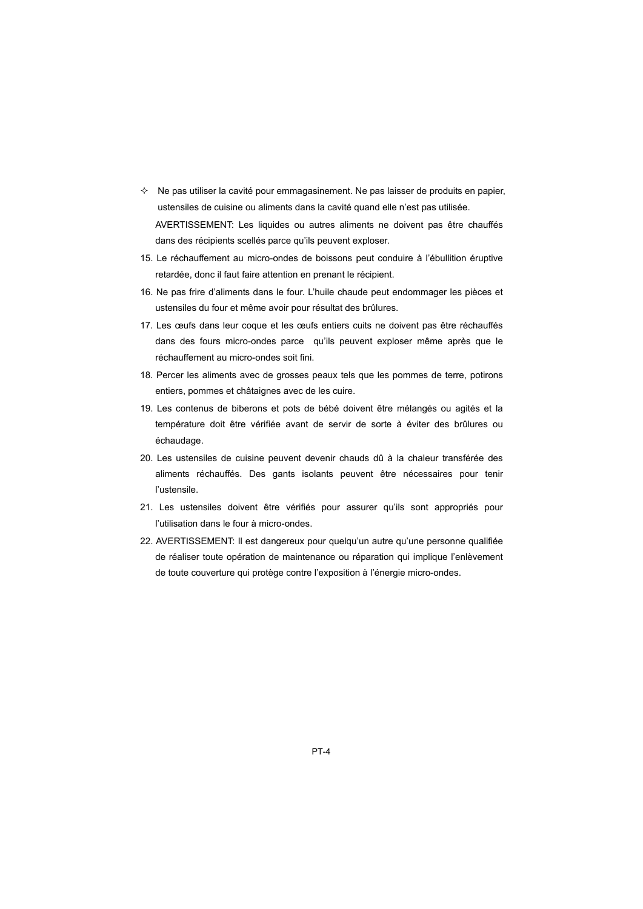- ✧ Ne pas utiliser la cavité pour emmagasinement. Ne pas laisser de produits en papier, ustensiles de cuisine ou aliments dans la cavité quand elle n'est pas utilisée.

  AVERTISSEMENT: Les liquides ou autres aliments ne doivent pas être chauffés dans des récipients scellés parce qu'ils peuvent exploser.

15. Le réchauffement au micro-ondes de boissons peut conduire à l'ébullition éruptive retardée, donc il faut faire attention en prenant le récipient.
16. Ne pas frire d'aliments dans le four. L'huile chaude peut endommager les pièces et ustensiles du four et même avoir pour résultat des brûlures.
17. Les œufs dans leur coque et les œufs entiers cuits ne doivent pas être réchauffés dans des fours micro-ondes parce qu'ils peuvent exploser même après que le réchauffement au micro-ondes soit fini.
18. Percer les aliments avec de grosses peaux tels que les pommes de terre, potirons entiers, pommes et châtaignes avec de les cuire.
19. Les contenus de biberons et pots de bébé doivent être mélangés ou agités et la température doit être vérifiée avant de servir de sorte à éviter des brûlures ou échaudage.
20. Les ustensiles de cuisine peuvent devenir chauds dû à la chaleur transférée des aliments réchauffés. Des gants isolants peuvent être nécessaires pour tenir l'ustensile.
21. Les ustensiles doivent être vérifiés pour assurer qu'ils sont appropriés pour l'utilisation dans le four à micro-ondes.
22. AVERTISSEMENT: Il est dangereux pour quelqu'un autre qu'une personne qualifiée de réaliser toute opération de maintenance ou réparation qui implique l'enlèvement de toute couverture qui protège contre l'exposition à l'énergie micro-ondes.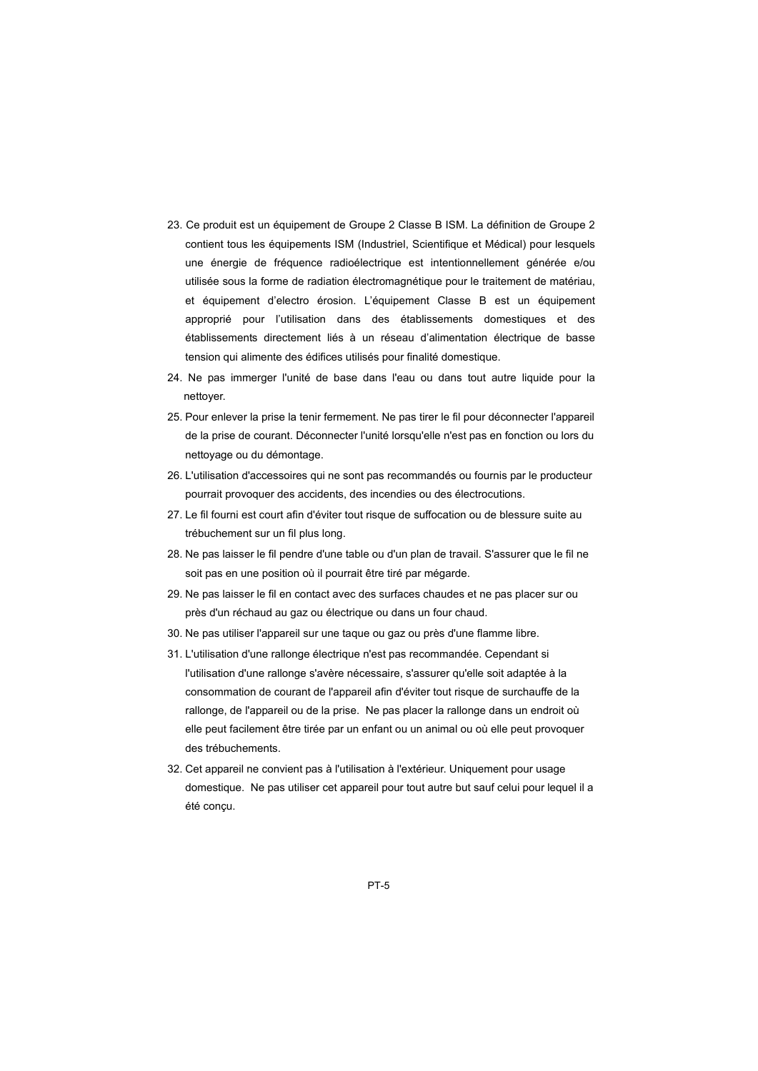23. Ce produit est un équipement de Groupe 2 Classe B ISM. La définition de Groupe 2 contient tous les équipements ISM (Industriel, Scientifique et Médical) pour lesquels une énergie de fréquence radioélectrique est intentionnellement générée e/ou utilisée sous la forme de radiation électromagnétique pour le traitement de matériau, et équipement d'electro érosion. L'équipement Classe B est un équipement approprié pour l'utilisation dans des établissements domestiques et des établissements directement liés à un réseau d'alimentation électrique de basse tension qui alimente des édifices utilisés pour finalité domestique.
24. Ne pas immerger l'unité de base dans l'eau ou dans tout autre liquide pour la nettoyer.
25. Pour enlever la prise la tenir fermement. Ne pas tirer le fil pour déconnecter l'appareil de la prise de courant. Déconnecter l'unité lorsqu'elle n'est pas en fonction ou lors du nettoyage ou du démontage.
26. L'utilisation d'accessoires qui ne sont pas recommandés ou fournis par le producteur pourrait provoquer des accidents, des incendies ou des électrocutions.
27. Le fil fourni est court afin d'éviter tout risque de suffocation ou de blessure suite au trébuchement sur un fil plus long.
28. Ne pas laisser le fil pendre d'une table ou d'un plan de travail. S'assurer que le fil ne soit pas en une position où il pourrait être tiré par mégarde.
29. Ne pas laisser le fil en contact avec des surfaces chaudes et ne pas placer sur ou près d'un réchaud au gaz ou électrique ou dans un four chaud.
30. Ne pas utiliser l'appareil sur une taque ou gaz ou près d'une flamme libre.
31. L'utilisation d'une rallonge électrique n'est pas recommandée. Cependant si l'utilisation d'une rallonge s'avère nécessaire, s'assurer qu'elle soit adaptée à la consommation de courant de l'appareil afin d'éviter tout risque de surchauffe de la rallonge, de l'appareil ou de la prise. Ne pas placer la rallonge dans un endroit où elle peut facilement être tirée par un enfant ou un animal ou où elle peut provoquer des trébuchements.
32. Cet appareil ne convient pas à l'utilisation à l'extérieur. Uniquement pour usage domestique. Ne pas utiliser cet appareil pour tout autre but sauf celui pour lequel il a été conçu.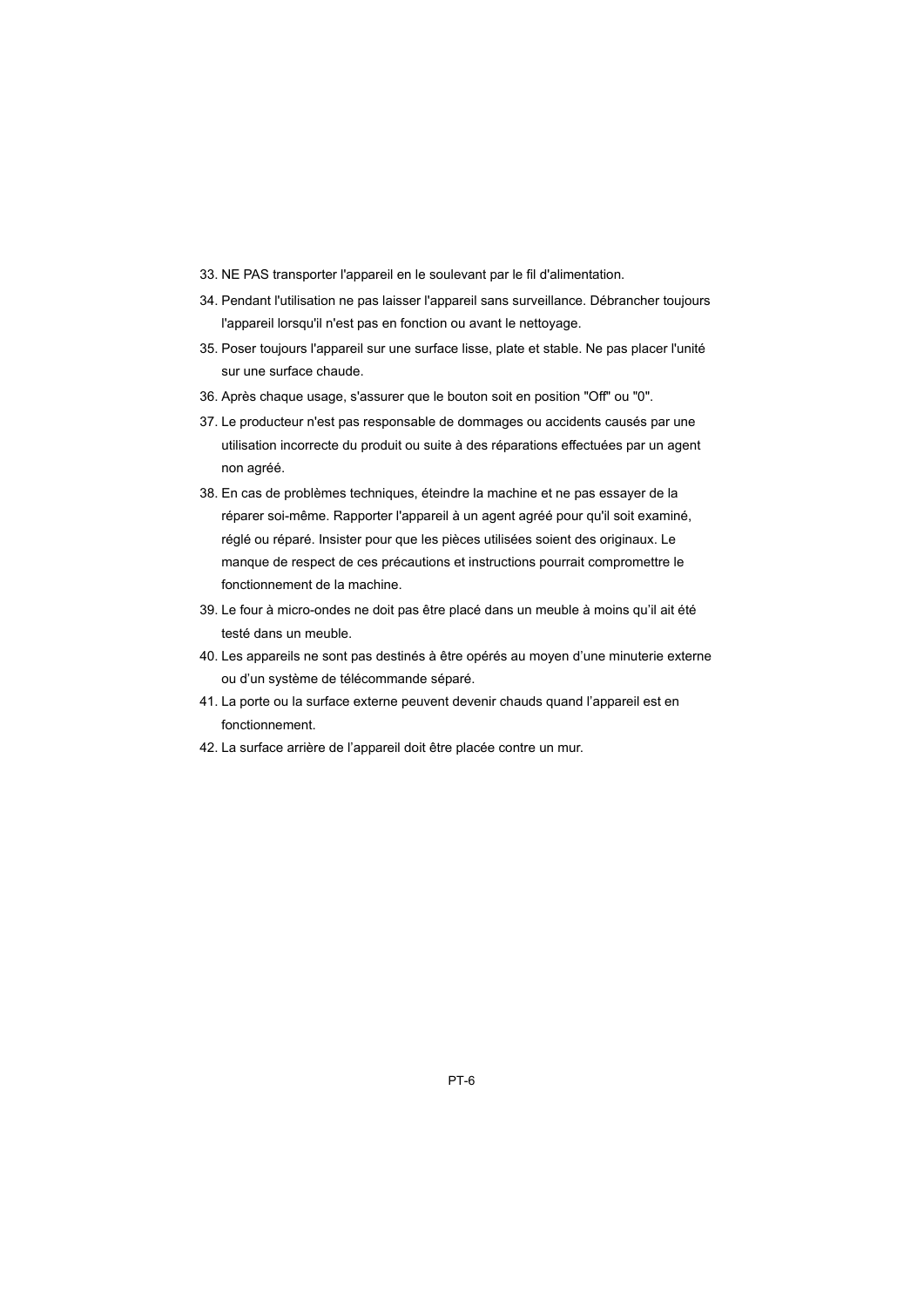33. NE PAS transporter l'appareil en le soulevant par le fil d'alimentation.
34. Pendant l'utilisation ne pas laisser l'appareil sans surveillance. Débrancher toujours l'appareil lorsqu'il n'est pas en fonction ou avant le nettoyage.
35. Poser toujours l'appareil sur une surface lisse, plate et stable. Ne pas placer l'unité sur une surface chaude.
36. Après chaque usage, s'assurer que le bouton soit en position "Off" ou "0".
37. Le producteur n'est pas responsable de dommages ou accidents causés par une utilisation incorrecte du produit ou suite à des réparations effectuées par un agent non agréé.
38. En cas de problèmes techniques, éteindre la machine et ne pas essayer de la réparer soi-même. Rapporter l'appareil à un agent agréé pour qu'il soit examiné, réglé ou réparé. Insister pour que les pièces utilisées soient des originaux. Le manque de respect de ces précautions et instructions pourrait compromettre le fonctionnement de la machine.
39. Le four à micro-ondes ne doit pas être placé dans un meuble à moins qu'il ait été testé dans un meuble.
40. Les appareils ne sont pas destinés à être opérés au moyen d'une minuterie externe ou d'un système de télécommande séparé.
41. La porte ou la surface externe peuvent devenir chauds quand l'appareil est en fonctionnement.
42. La surface arrière de l'appareil doit être placée contre un mur.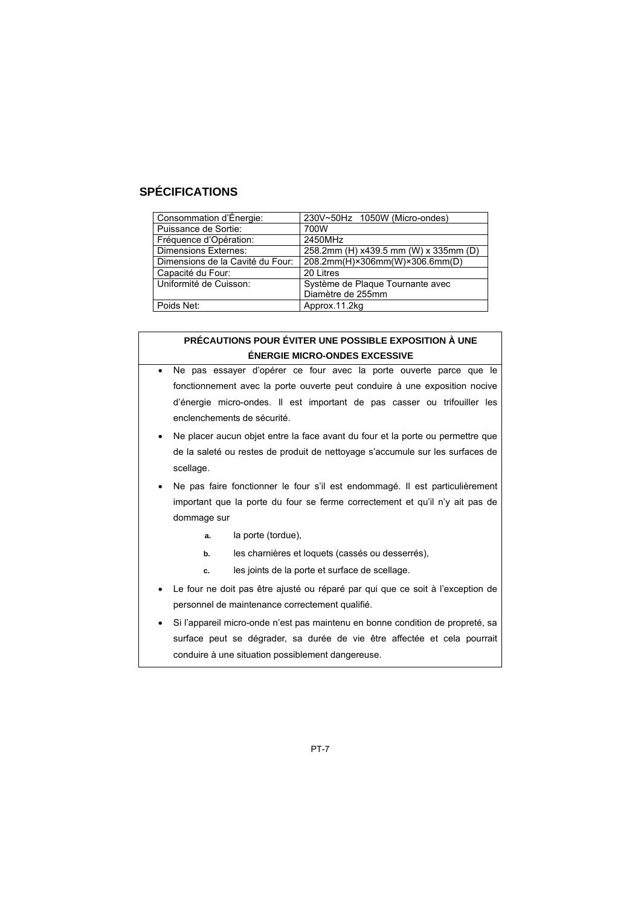## SPÉCIFICATIONS

| Consommation d'Énergie: | 230V~50Hz 1050W (Micro-ondes) |
|---|---|
| Puissance de Sortie: | 700W |
| Fréquence d'Opération: | 2450MHz |
| Dimensions Externes: | 258.2mm (H) x439.5 mm (W) x 335mm (D) |
| Dimensions de la Cavité du Four: | 208.2mm(H)×306mm(W)×306.6mm(D) |
| Capacité du Four: | 20 Litres |
| Uniformité de Cuisson: | Système de Plaque Tournante avec Diamètre de 255mm |
| Poids Net: | Approx.11.2kg |

**PRÉCAUTIONS POUR ÉVITER UNE POSSIBLE EXPOSITION À UNE ÉNERGIE MICRO-ONDES EXCESSIVE**

- Ne pas essayer d'opérer ce four avec la porte ouverte parce que le fonctionnement avec la porte ouverte peut conduire à une exposition nocive d'énergie micro-ondes. Il est important de pas casser ou trifouiller les enclenchements de sécurité.
- Ne placer aucun objet entre la face avant du four et la porte ou permettre que de la saleté ou restes de produit de nettoyage s'accumule sur les surfaces de scellage.
- Ne pas faire fonctionner le four s'il est endommagé. Il est particulièrement important que la porte du four se ferme correctement et qu'il n'y ait pas de dommage sur
  - a. la porte (tordue),
  - b. les charnières et loquets (cassés ou desserrés),
  - c. les joints de la porte et surface de scellage.
- Le four ne doit pas être ajusté ou réparé par qui que ce soit à l'exception de personnel de maintenance correctement qualifié.
- Si l'appareil micro-onde n'est pas maintenu en bonne condition de propreté, sa surface peut se dégrader, sa durée de vie être affectée et cela pourrait conduire à une situation possiblement dangereuse.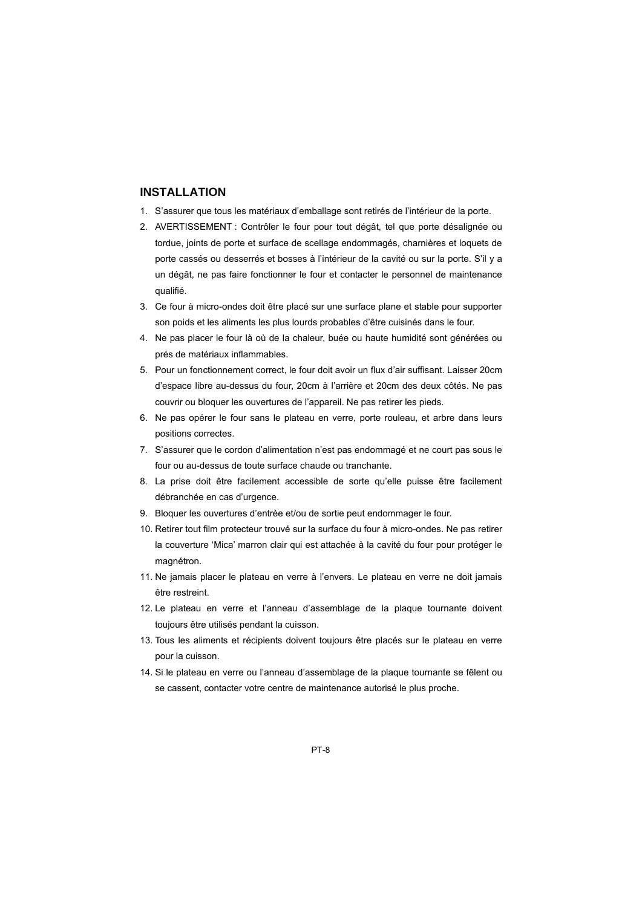## INSTALLATION

1. S'assurer que tous les matériaux d'emballage sont retirés de l'intérieur de la porte.
2. AVERTISSEMENT : Contrôler le four pour tout dégât, tel que porte désalignée ou tordue, joints de porte et surface de scellage endommagés, charnières et loquets de porte cassés ou desserrés et bosses à l'intérieur de la cavité ou sur la porte. S'il y a un dégât, ne pas faire fonctionner le four et contacter le personnel de maintenance qualifié.
3. Ce four à micro-ondes doit être placé sur une surface plane et stable pour supporter son poids et les aliments les plus lourds probables d'être cuisinés dans le four.
4. Ne pas placer le four là où de la chaleur, buée ou haute humidité sont générées ou prés de matériaux inflammables.
5. Pour un fonctionnement correct, le four doit avoir un flux d'air suffisant. Laisser 20cm d'espace libre au-dessus du four, 20cm à l'arrière et 20cm des deux côtés. Ne pas couvrir ou bloquer les ouvertures de l'appareil. Ne pas retirer les pieds.
6. Ne pas opérer le four sans le plateau en verre, porte rouleau, et arbre dans leurs positions correctes.
7. S'assurer que le cordon d'alimentation n'est pas endommagé et ne court pas sous le four ou au-dessus de toute surface chaude ou tranchante.
8. La prise doit être facilement accessible de sorte qu'elle puisse être facilement débranchée en cas d'urgence.
9. Bloquer les ouvertures d'entrée et/ou de sortie peut endommager le four.
10. Retirer tout film protecteur trouvé sur la surface du four à micro-ondes. Ne pas retirer la couverture 'Mica' marron clair qui est attachée à la cavité du four pour protéger le magnétron.
11. Ne jamais placer le plateau en verre à l'envers. Le plateau en verre ne doit jamais être restreint.
12. Le plateau en verre et l'anneau d'assemblage de la plaque tournante doivent toujours être utilisés pendant la cuisson.
13. Tous les aliments et récipients doivent toujours être placés sur le plateau en verre pour la cuisson.
14. Si le plateau en verre ou l'anneau d'assemblage de la plaque tournante se fêlent ou se cassent, contacter votre centre de maintenance autorisé le plus proche.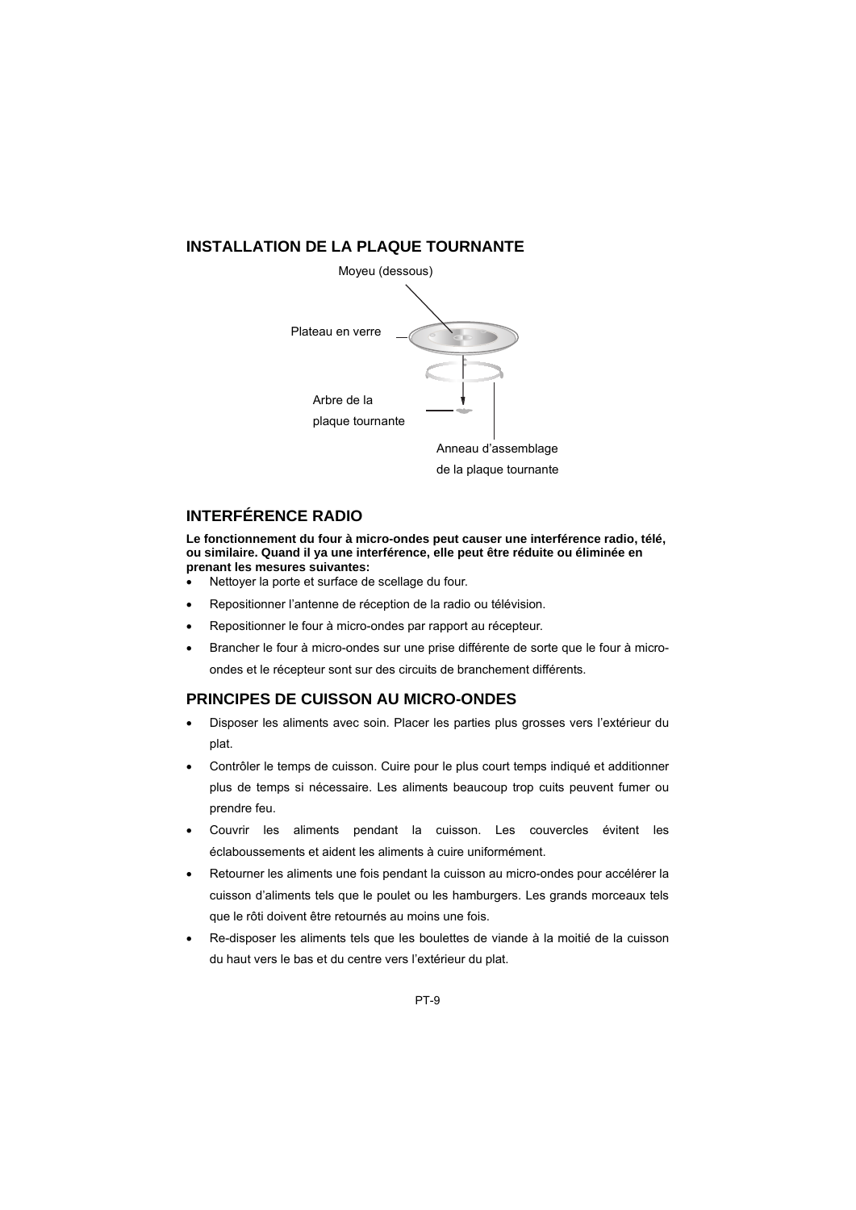## INSTALLATION DE LA PLAQUE TOURNANTE

Moyeu (dessous)

Plateau en verre

Arbre de la plaque tournante

Anneau d'assemblage de la plaque tournante

## INTERFÉRENCE RADIO

**Le fonctionnement du four à micro-ondes peut causer une interférence radio, télé, ou similaire. Quand il ya une interférence, elle peut être réduite ou éliminée en prenant les mesures suivantes:**

- Nettoyer la porte et surface de scellage du four.
- Repositionner l'antenne de réception de la radio ou télévision.
- Repositionner le four à micro-ondes par rapport au récepteur.
- Brancher le four à micro-ondes sur une prise différente de sorte que le four à micro-ondes et le récepteur sont sur des circuits de branchement différents.

## PRINCIPES DE CUISSON AU MICRO-ONDES

- Disposer les aliments avec soin. Placer les parties plus grosses vers l'extérieur du plat.
- Contrôler le temps de cuisson. Cuire pour le plus court temps indiqué et additionner plus de temps si nécessaire. Les aliments beaucoup trop cuits peuvent fumer ou prendre feu.
- Couvrir les aliments pendant la cuisson. Les couvercles évitent les éclaboussements et aident les aliments à cuire uniformément.
- Retourner les aliments une fois pendant la cuisson au micro-ondes pour accélérer la cuisson d'aliments tels que le poulet ou les hamburgers. Les grands morceaux tels que le rôti doivent être retournés au moins une fois.
- Re-disposer les aliments tels que les boulettes de viande à la moitié de la cuisson du haut vers le bas et du centre vers l'extérieur du plat.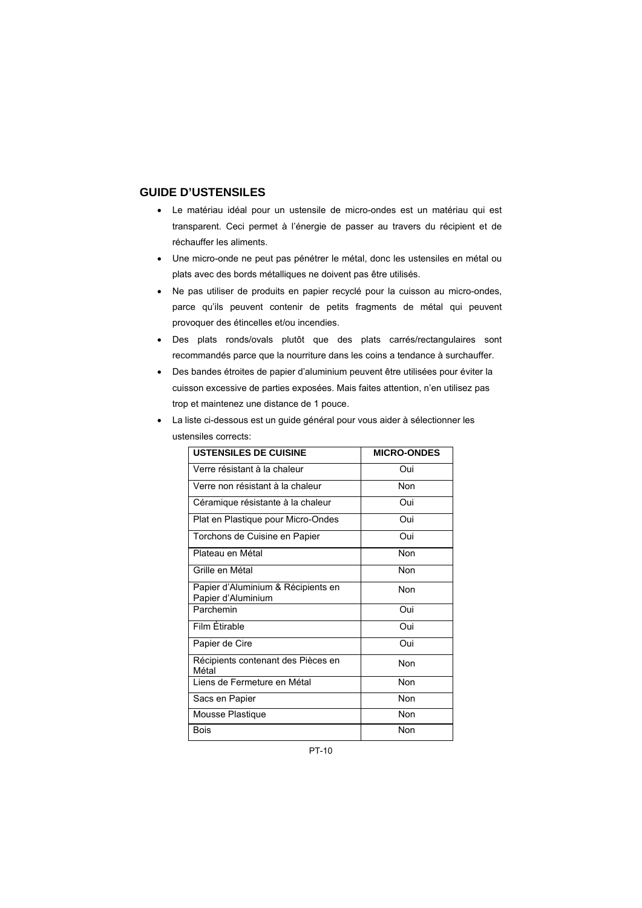## GUIDE D'USTENSILES

- Le matériau idéal pour un ustensile de micro-ondes est un matériau qui est transparent. Ceci permet à l'énergie de passer au travers du récipient et de réchauffer les aliments.
- Une micro-onde ne peut pas pénétrer le métal, donc les ustensiles en métal ou plats avec des bords métalliques ne doivent pas être utilisés.
- Ne pas utiliser de produits en papier recyclé pour la cuisson au micro-ondes, parce qu'ils peuvent contenir de petits fragments de métal qui peuvent provoquer des étincelles et/ou incendies.
- Des plats ronds/ovals plutôt que des plats carrés/rectangulaires sont recommandés parce que la nourriture dans les coins a tendance à surchauffer.
- Des bandes étroites de papier d'aluminium peuvent être utilisées pour éviter la cuisson excessive de parties exposées. Mais faites attention, n'en utilisez pas trop et maintenez une distance de 1 pouce.
- La liste ci-dessous est un guide général pour vous aider à sélectionner les ustensiles corrects:

| USTENSILES DE CUISINE | MICRO-ONDES |
|---|---|
| Verre résistant à la chaleur | Oui |
| Verre non résistant à la chaleur | Non |
| Céramique résistante à la chaleur | Oui |
| Plat en Plastique pour Micro-Ondes | Oui |
| Torchons de Cuisine en Papier | Oui |
| Plateau en Métal | Non |
| Grille en Métal | Non |
| Papier d'Aluminium & Récipients en Papier d'Aluminium | Non |
| Parchemin | Oui |
| Film Étirable | Oui |
| Papier de Cire | Oui |
| Récipients contenant des Pièces en Métal | Non |
| Liens de Fermeture en Métal | Non |
| Sacs en Papier | Non |
| Mousse Plastique | Non |
| Bois | Non |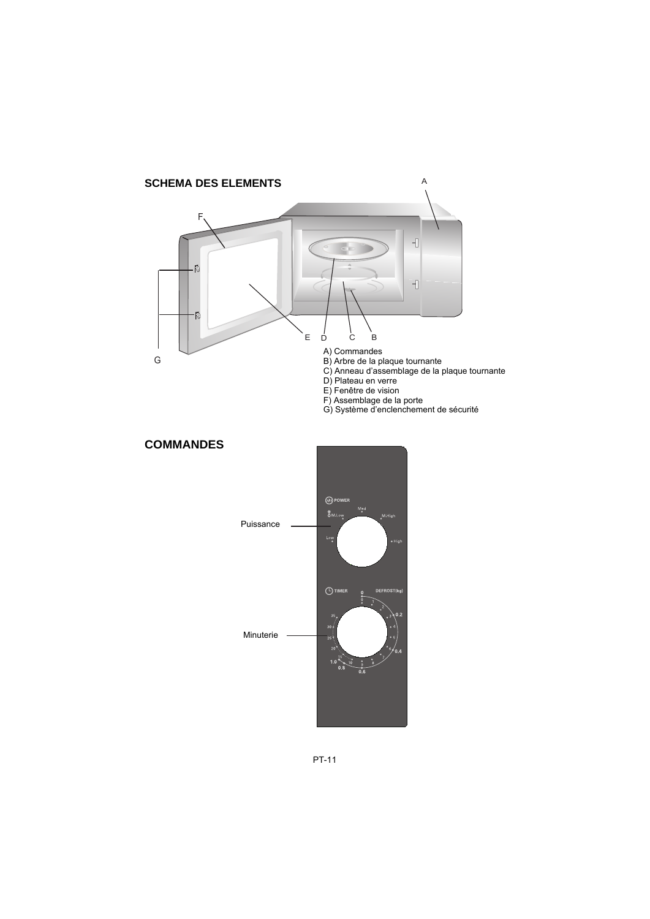## SCHEMA DES ELEMENTS

A) Commandes
B) Arbre de la plaque tournante
C) Anneau d'assemblage de la plaque tournante
D) Plateau en verre
E) Fenêtre de vision
F) Assemblage de la porte
G) Système d'enclenchement de sécurité

## COMMANDES

Puissance

Minuterie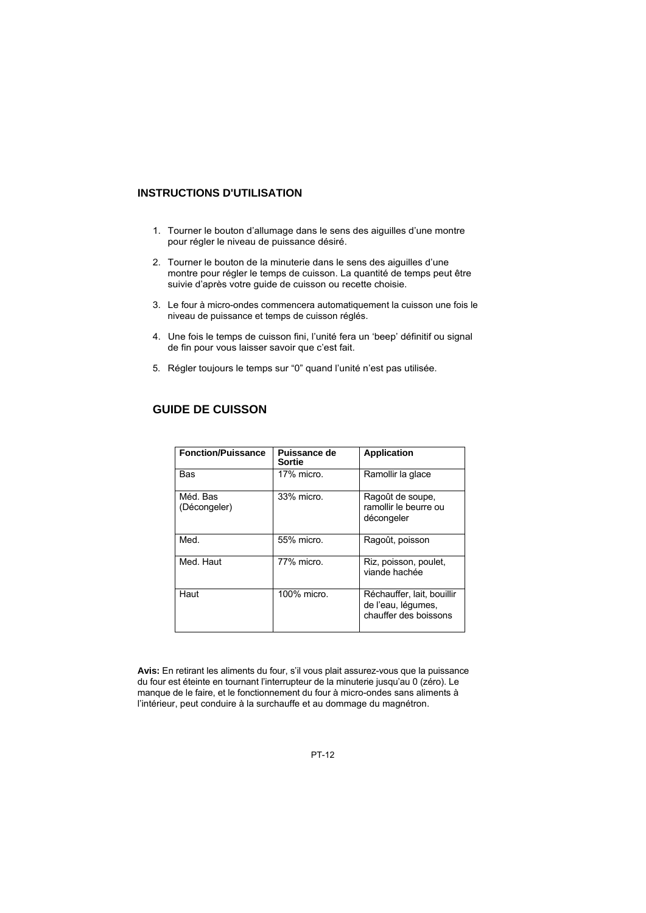## INSTRUCTIONS D'UTILISATION

1. Tourner le bouton d'allumage dans le sens des aiguilles d'une montre pour régler le niveau de puissance désiré.
2. Tourner le bouton de la minuterie dans le sens des aiguilles d'une montre pour régler le temps de cuisson. La quantité de temps peut être suivie d'après votre guide de cuisson ou recette choisie.
3. Le four à micro-ondes commencera automatiquement la cuisson une fois le niveau de puissance et temps de cuisson réglés.
4. Une fois le temps de cuisson fini, l'unité fera un 'beep' définitif ou signal de fin pour vous laisser savoir que c'est fait.
5. Régler toujours le temps sur "0" quand l'unité n'est pas utilisée.

## GUIDE DE CUISSON

| Fonction/Puissance | Puissance de Sortie | Application |
|---|---|---|
| Bas | 17% micro. | Ramollir la glace |
| Méd. Bas (Décongeler) | 33% micro. | Ragoût de soupe, ramollir le beurre ou décongeler |
| Med. | 55% micro. | Ragoût, poisson |
| Med. Haut | 77% micro. | Riz, poisson, poulet, viande hachée |
| Haut | 100% micro. | Réchauffer, lait, bouillir de l'eau, légumes, chauffer des boissons |

**Avis:** En retirant les aliments du four, s'il vous plait assurez-vous que la puissance du four est éteinte en tournant l'interrupteur de la minuterie jusqu'au 0 (zéro). Le manque de le faire, et le fonctionnement du four à micro-ondes sans aliments à l'intérieur, peut conduire à la surchauffe et au dommage du magnétron.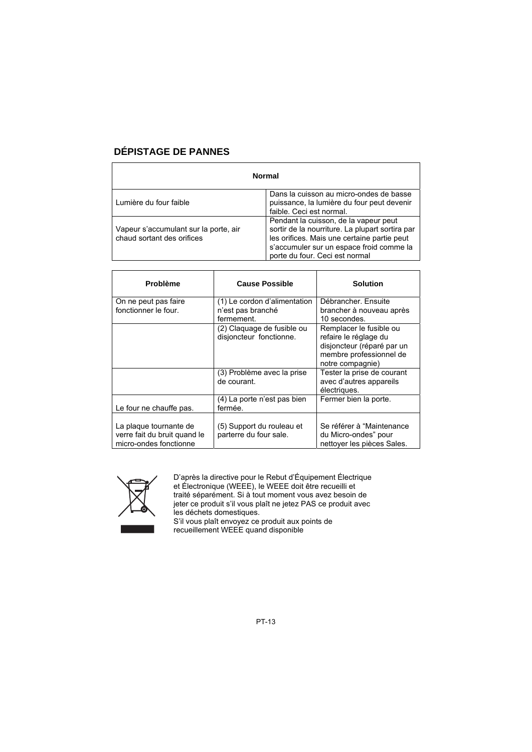## DÉPISTAGE DE PANNES

| Normal | |
|---|---|
| Lumière du four faible | Dans la cuisson au micro-ondes de basse puissance, la lumière du four peut devenir faible. Ceci est normal. |
| Vapeur s'accumulant sur la porte, air chaud sortant des orifices | Pendant la cuisson, de la vapeur peut sortir de la nourriture. La plupart sortira par les orifices. Mais une certaine partie peut s'accumuler sur un espace froid comme la porte du four. Ceci est normal |

| Problème | Cause Possible | Solution |
|---|---|---|
| On ne peut pas faire fonctionner le four. | (1) Le cordon d'alimentation n'est pas branché fermement. | Débrancher. Ensuite brancher à nouveau après 10 secondes. |
| | (2) Claquage de fusible ou disjoncteur fonctionne. | Remplacer le fusible ou refaire le réglage du disjoncteur (réparé par un membre professionnel de notre compagnie) |
| | (3) Problème avec la prise de courant. | Tester la prise de courant avec d'autres appareils électriques. |
| Le four ne chauffe pas. | (4) La porte n'est pas bien fermée. | Fermer bien la porte. |
| La plaque tournante de verre fait du bruit quand le micro-ondes fonctionne | (5) Support du rouleau et parterre du four sale. | Se référer à "Maintenance du Micro-ondes" pour nettoyer les pièces Sales. |

D'après la directive pour le Rebut d'Équipement Électrique et Électronique (WEEE), le WEEE doit être recueilli et traité séparément. Si à tout moment vous avez besoin de jeter ce produit s'il vous plaît ne jetez PAS ce produit avec les déchets domestiques.
S'il vous plaît envoyez ce produit aux points de recueillement WEEE quand disponible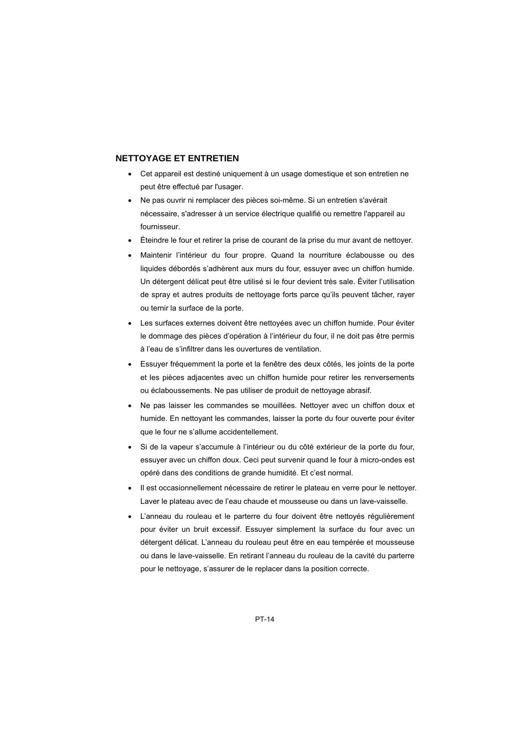## NETTOYAGE ET ENTRETIEN

- Cet appareil est destiné uniquement à un usage domestique et son entretien ne peut être effectué par l'usager.
- Ne pas ouvrir ni remplacer des pièces soi-même. Si un entretien s'avérait nécessaire, s'adresser à un service électrique qualifié ou remettre l'appareil au fournisseur.
- Éteindre le four et retirer la prise de courant de la prise du mur avant de nettoyer.
- Maintenir l'intérieur du four propre. Quand la nourriture éclabousse ou des liquides débordés s'adhèrent aux murs du four, essuyer avec un chiffon humide. Un détergent délicat peut être utilisé si le four devient très sale. Éviter l'utilisation de spray et autres produits de nettoyage forts parce qu'ils peuvent tâcher, rayer ou ternir la surface de la porte.
- Les surfaces externes doivent être nettoyées avec un chiffon humide. Pour éviter le dommage des pièces d'opération à l'intérieur du four, il ne doit pas être permis à l'eau de s'infiltrer dans les ouvertures de ventilation.
- Essuyer fréquemment la porte et la fenêtre des deux côtés, les joints de la porte et les pièces adjacentes avec un chiffon humide pour retirer les renversements ou éclaboussements. Ne pas utiliser de produit de nettoyage abrasif.
- Ne pas laisser les commandes se mouillées. Nettoyer avec un chiffon doux et humide. En nettoyant les commandes, laisser la porte du four ouverte pour éviter que le four ne s'allume accidentellement.
- Si de la vapeur s'accumule à l'intérieur ou du côté extérieur de la porte du four, essuyer avec un chiffon doux. Ceci peut survenir quand le four à micro-ondes est opéré dans des conditions de grande humidité. Et c'est normal.
- Il est occasionnellement nécessaire de retirer le plateau en verre pour le nettoyer. Laver le plateau avec de l'eau chaude et mousseuse ou dans un lave-vaisselle.
- L'anneau du rouleau et le parterre du four doivent être nettoyés régulièrement pour éviter un bruit excessif. Essuyer simplement la surface du four avec un détergent délicat. L'anneau du rouleau peut être en eau tempérée et mousseuse ou dans le lave-vaisselle. En retirant l'anneau du rouleau de la cavité du parterre pour le nettoyage, s'assurer de le replacer dans la position correcte.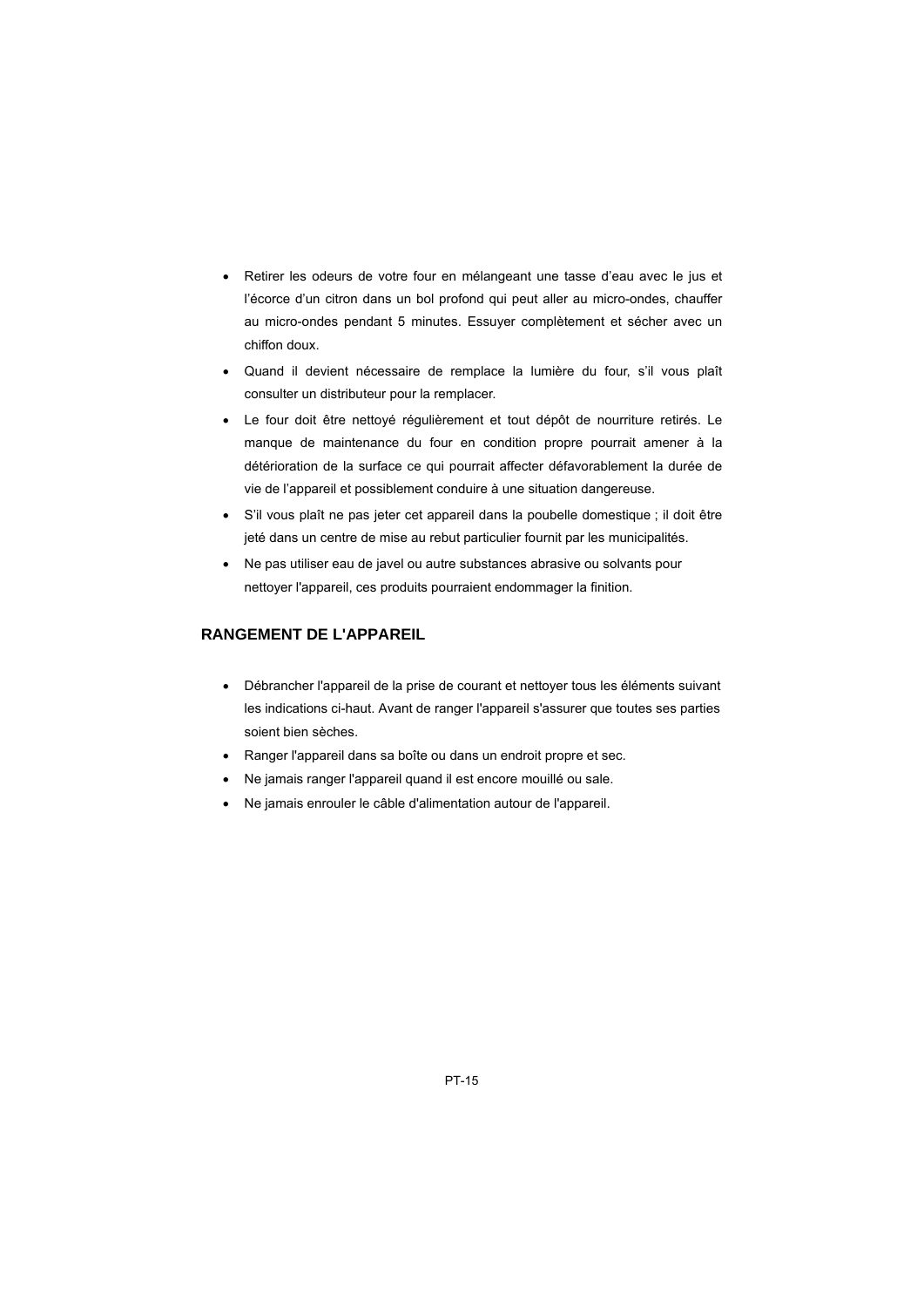- Retirer les odeurs de votre four en mélangeant une tasse d'eau avec le jus et l'écorce d'un citron dans un bol profond qui peut aller au micro-ondes, chauffer au micro-ondes pendant 5 minutes. Essuyer complètement et sécher avec un chiffon doux.
- Quand il devient nécessaire de remplace la lumière du four, s'il vous plaît consulter un distributeur pour la remplacer.
- Le four doit être nettoyé régulièrement et tout dépôt de nourriture retirés. Le manque de maintenance du four en condition propre pourrait amener à la détérioration de la surface ce qui pourrait affecter défavorablement la durée de vie de l'appareil et possiblement conduire à une situation dangereuse.
- S'il vous plaît ne pas jeter cet appareil dans la poubelle domestique ; il doit être jeté dans un centre de mise au rebut particulier fournit par les municipalités.
- Ne pas utiliser eau de javel ou autre substances abrasive ou solvants pour nettoyer l'appareil, ces produits pourraient endommager la finition.

## RANGEMENT DE L'APPAREIL

- Débrancher l'appareil de la prise de courant et nettoyer tous les éléments suivant les indications ci-haut. Avant de ranger l'appareil s'assurer que toutes ses parties soient bien sèches.
- Ranger l'appareil dans sa boîte ou dans un endroit propre et sec.
- Ne jamais ranger l'appareil quand il est encore mouillé ou sale.
- Ne jamais enrouler le câble d'alimentation autour de l'appareil.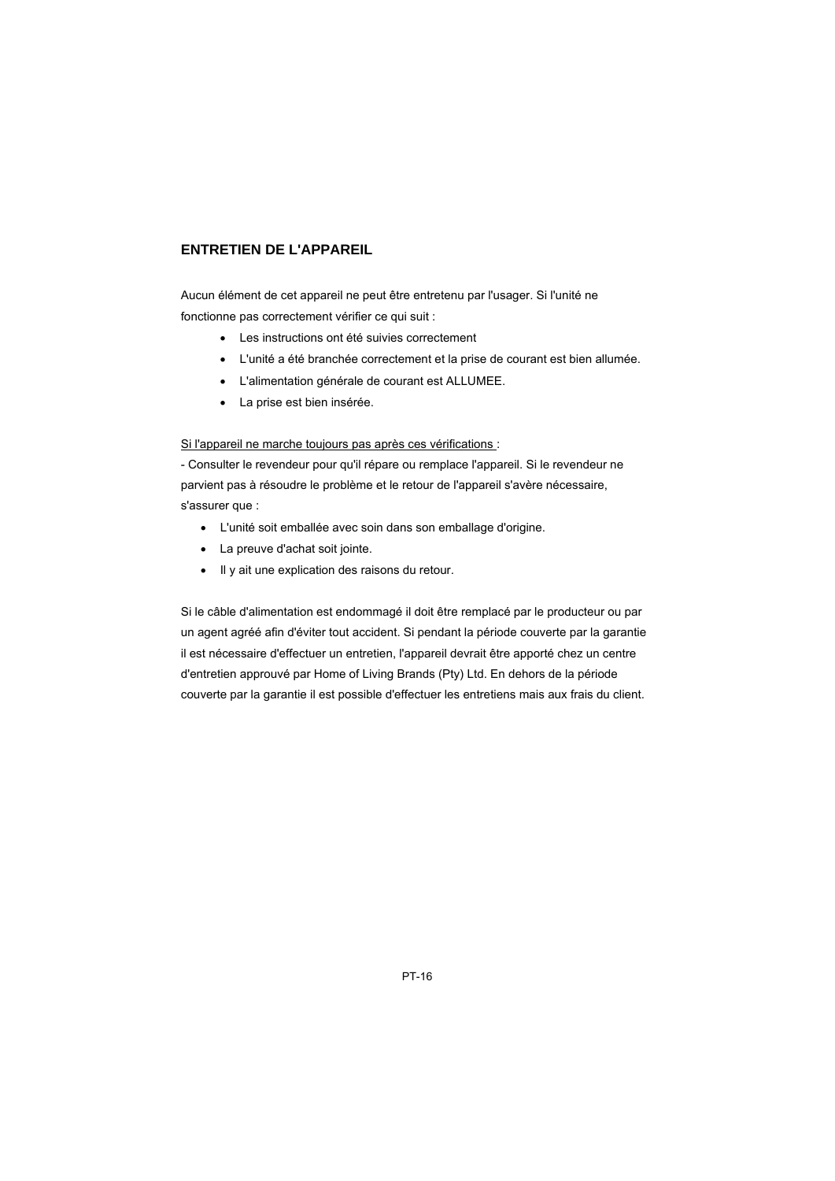## ENTRETIEN DE L'APPAREIL

Aucun élément de cet appareil ne peut être entretenu par l'usager. Si l'unité ne fonctionne pas correctement vérifier ce qui suit :

- Les instructions ont été suivies correctement
- L'unité a été branchée correctement et la prise de courant est bien allumée.
- L'alimentation générale de courant est ALLUMEE.
- La prise est bien insérée.

<u>Si l'appareil ne marche toujours pas après ces vérifications</u> :

- Consulter le revendeur pour qu'il répare ou remplace l'appareil. Si le revendeur ne parvient pas à résoudre le problème et le retour de l'appareil s'avère nécessaire, s'assurer que :

- L'unité soit emballée avec soin dans son emballage d'origine.
- La preuve d'achat soit jointe.
- Il y ait une explication des raisons du retour.

Si le câble d'alimentation est endommagé il doit être remplacé par le producteur ou par un agent agréé afin d'éviter tout accident. Si pendant la période couverte par la garantie il est nécessaire d'effectuer un entretien, l'appareil devrait être apporté chez un centre d'entretien approuvé par Home of Living Brands (Pty) Ltd. En dehors de la période couverte par la garantie il est possible d'effectuer les entretiens mais aux frais du client.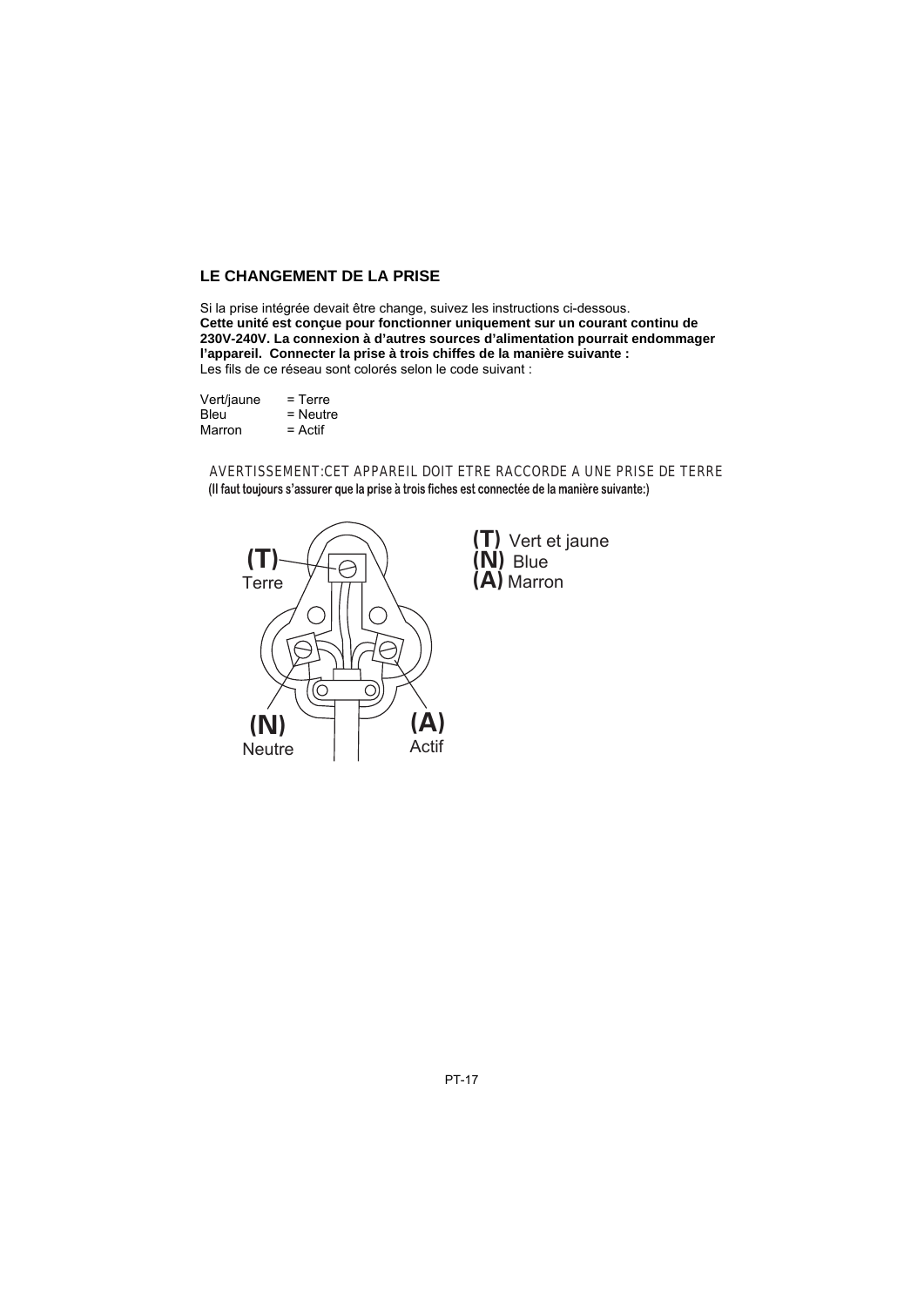## LE CHANGEMENT DE LA PRISE

Si la prise intégrée devait être change, suivez les instructions ci-dessous.
**Cette unité est conçue pour fonctionner uniquement sur un courant continu de 230V-240V. La connexion à d'autres sources d'alimentation pourrait endommager l'appareil. Connecter la prise à trois chiffes de la manière suivante :**
Les fils de ce réseau sont colorés selon le code suivant :

Vert/jaune = Terre
Bleu = Neutre
Marron = Actif

AVERTISSEMENT:CET APPAREIL DOIT ETRE RACCORDE A UNE PRISE DE TERRE
**(Il faut toujours s'assurer que la prise à trois fiches est connectée de la manière suivante:)**

**(T)** Terre
**(N)** Neutre
**(A)** Actif

**(T)** Vert et jaune
**(N)** Blue
**(A)** Marron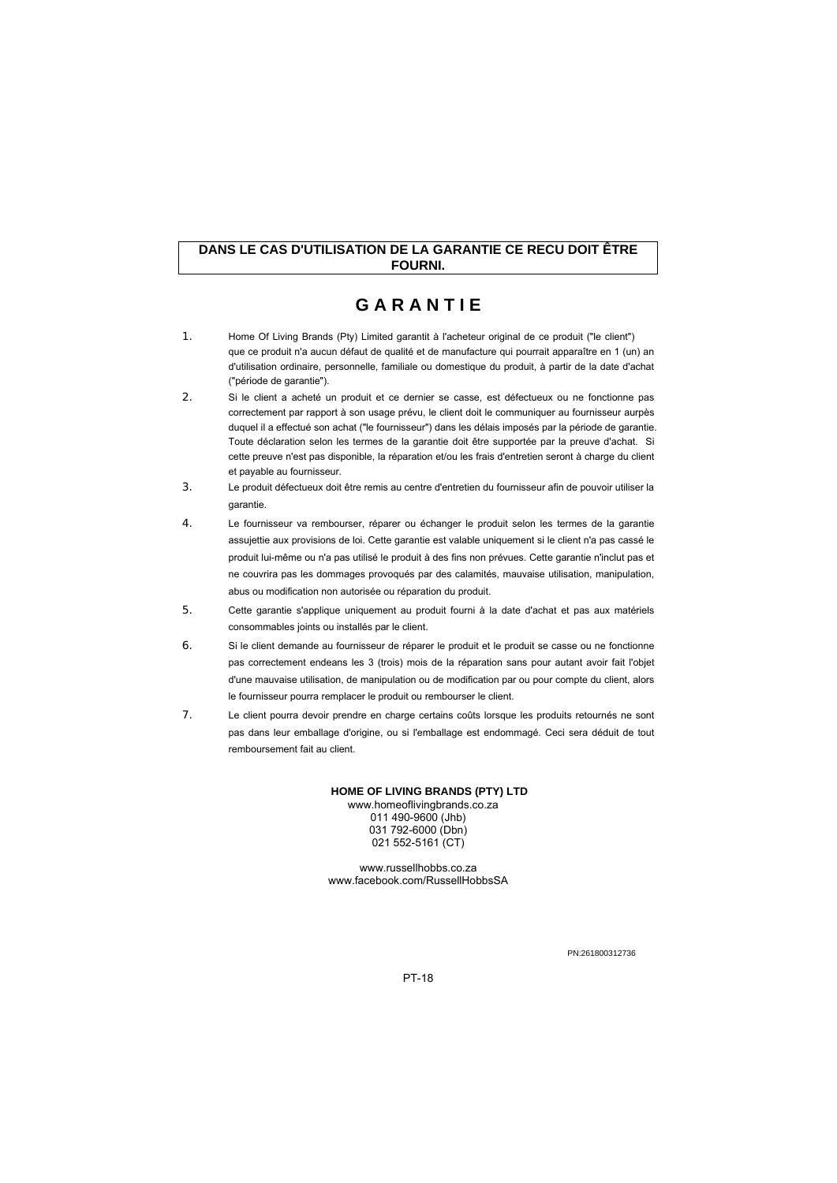**DANS LE CAS D'UTILISATION DE LA GARANTIE CE RECU DOIT ÊTRE FOURNI.**

# G A R A N T I E

1. Home Of Living Brands (Pty) Limited garantit à l'acheteur original de ce produit ("le client") que ce produit n'a aucun défaut de qualité et de manufacture qui pourrait apparaître en 1 (un) an d'utilisation ordinaire, personnelle, familiale ou domestique du produit, à partir de la date d'achat ("période de garantie").
2. Si le client a acheté un produit et ce dernier se casse, est défectueux ou ne fonctionne pas correctement par rapport à son usage prévu, le client doit le communiquer au fournisseur aurpès duquel il a effectué son achat ("le fournisseur") dans les délais imposés par la période de garantie. Toute déclaration selon les termes de la garantie doit être supportée par la preuve d'achat. Si cette preuve n'est pas disponible, la réparation et/ou les frais d'entretien seront à charge du client et payable au fournisseur.
3. Le produit défectueux doit être remis au centre d'entretien du fournisseur afin de pouvoir utiliser la garantie.
4. Le fournisseur va rembourser, réparer ou échanger le produit selon les termes de la garantie assujettie aux provisions de loi. Cette garantie est valable uniquement si le client n'a pas cassé le produit lui-même ou n'a pas utilisé le produit à des fins non prévues. Cette garantie n'inclut pas et ne couvrira pas les dommages provoqués par des calamités, mauvaise utilisation, manipulation, abus ou modification non autorisée ou réparation du produit.
5. Cette garantie s'applique uniquement au produit fourni à la date d'achat et pas aux matériels consommables joints ou installés par le client.
6. Si le client demande au fournisseur de réparer le produit et le produit se casse ou ne fonctionne pas correctement endeans les 3 (trois) mois de la réparation sans pour autant avoir fait l'objet d'une mauvaise utilisation, de manipulation ou de modification par ou pour compte du client, alors le fournisseur pourra remplacer le produit ou rembourser le client.
7. Le client pourra devoir prendre en charge certains coûts lorsque les produits retournés ne sont pas dans leur emballage d'origine, ou si l'emballage est endommagé. Ceci sera déduit de tout remboursement fait au client.

**HOME OF LIVING BRANDS (PTY) LTD**
www.homeoflivingbrands.co.za
011 490-9600 (Jhb)
031 792-6000 (Dbn)
021 552-5161 (CT)

www.russellhobbs.co.za
www.facebook.com/RussellHobbsSA

PN:261800312736